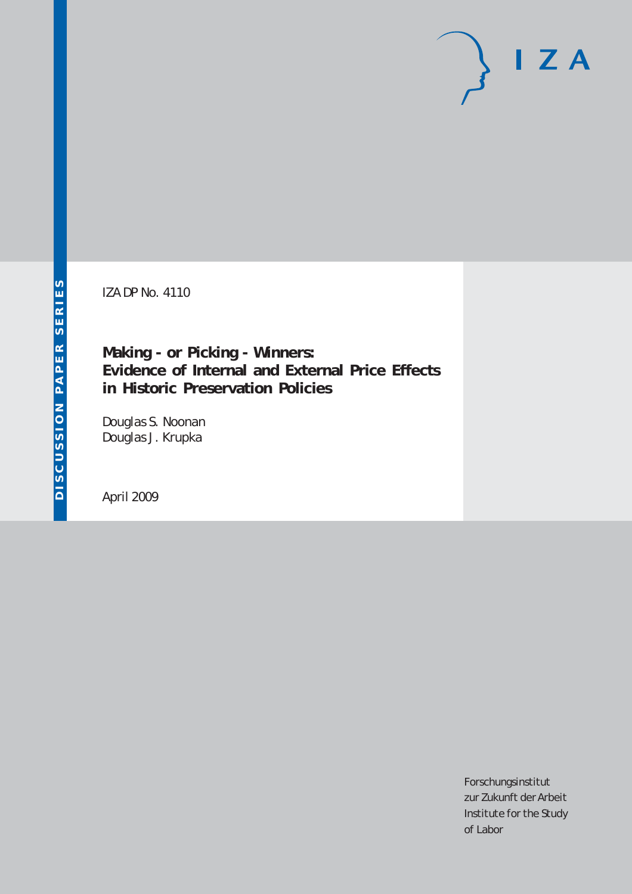IZA DP No. 4110

# Making - or Picking - Winners: Evidence of Internal and External Price Effects in Historic Preservation Policies

Douglas S. Noonan
Douglas J. Krupka

April 2009

DISCUSSION PAPER SERIES

I Z A

Forschungsinstitut
zur Zukunft der Arbeit
Institute for the Study
of Labor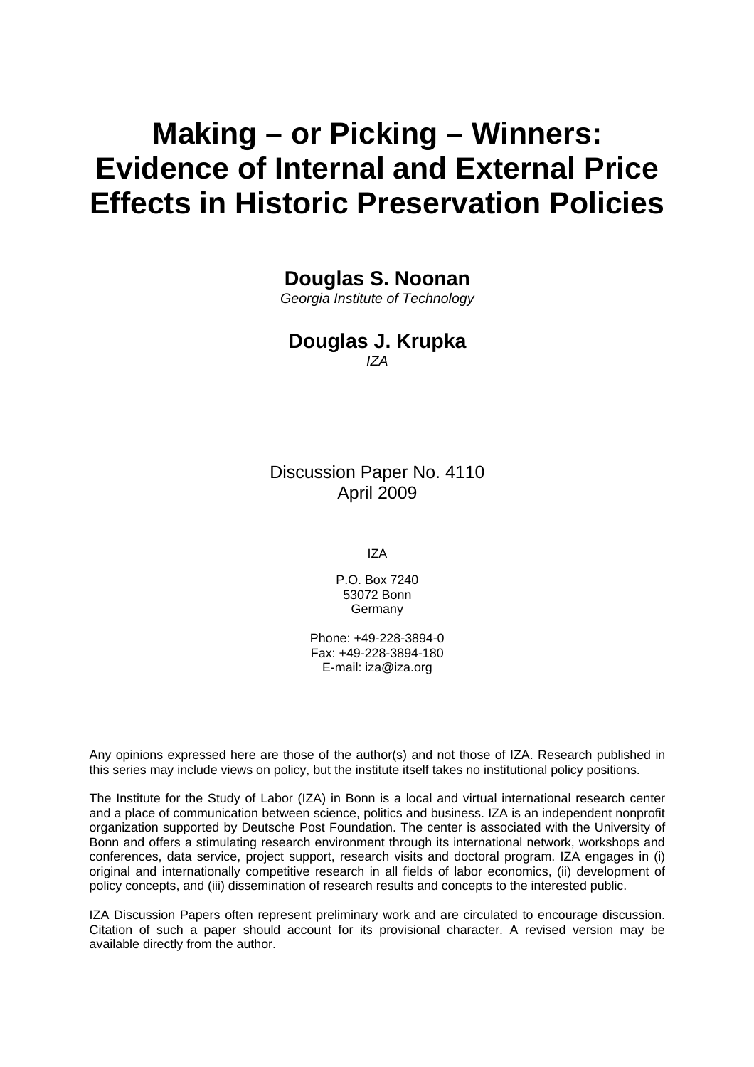# Making – or Picking – Winners: Evidence of Internal and External Price Effects in Historic Preservation Policies

**Douglas S. Noonan**
*Georgia Institute of Technology*

**Douglas J. Krupka**
*IZA*

Discussion Paper No. 4110
April 2009

IZA

P.O. Box 7240
53072 Bonn
Germany

Phone: +49-228-3894-0
Fax: +49-228-3894-180
E-mail: iza@iza.org

Any opinions expressed here are those of the author(s) and not those of IZA. Research published in this series may include views on policy, but the institute itself takes no institutional policy positions.

The Institute for the Study of Labor (IZA) in Bonn is a local and virtual international research center and a place of communication between science, politics and business. IZA is an independent nonprofit organization supported by Deutsche Post Foundation. The center is associated with the University of Bonn and offers a stimulating research environment through its international network, workshops and conferences, data service, project support, research visits and doctoral program. IZA engages in (i) original and internationally competitive research in all fields of labor economics, (ii) development of policy concepts, and (iii) dissemination of research results and concepts to the interested public.

IZA Discussion Papers often represent preliminary work and are circulated to encourage discussion. Citation of such a paper should account for its provisional character. A revised version may be available directly from the author.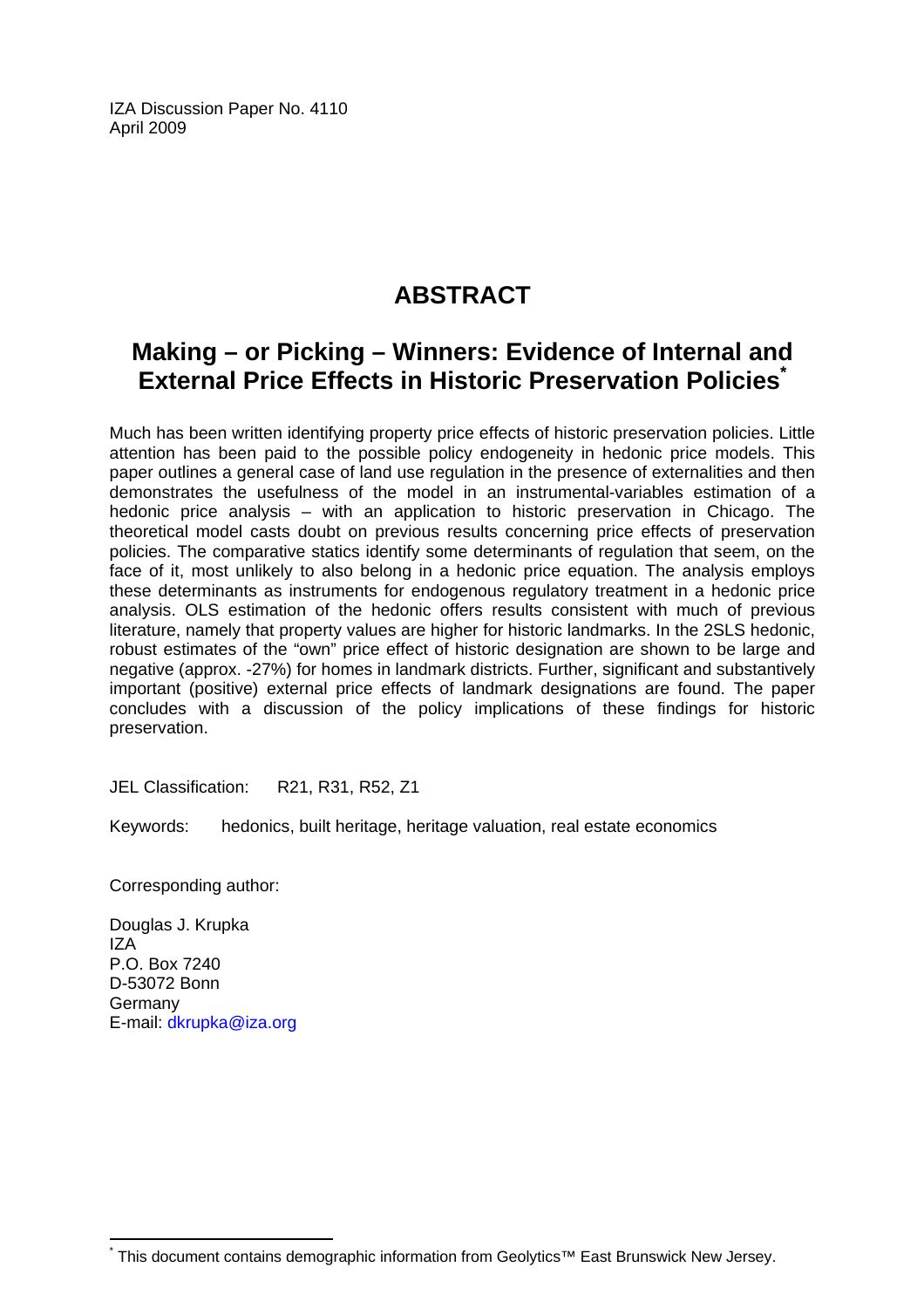IZA Discussion Paper No. 4110
April 2009

# ABSTRACT

## Making – or Picking – Winners: Evidence of Internal and External Price Effects in Historic Preservation Policies[*]

Much has been written identifying property price effects of historic preservation policies. Little attention has been paid to the possible policy endogeneity in hedonic price models. This paper outlines a general case of land use regulation in the presence of externalities and then demonstrates the usefulness of the model in an instrumental-variables estimation of a hedonic price analysis – with an application to historic preservation in Chicago. The theoretical model casts doubt on previous results concerning price effects of preservation policies. The comparative statics identify some determinants of regulation that seem, on the face of it, most unlikely to also belong in a hedonic price equation. The analysis employs these determinants as instruments for endogenous regulatory treatment in a hedonic price analysis. OLS estimation of the hedonic offers results consistent with much of previous literature, namely that property values are higher for historic landmarks. In the 2SLS hedonic, robust estimates of the "own" price effect of historic designation are shown to be large and negative (approx. -27%) for homes in landmark districts. Further, significant and substantively important (positive) external price effects of landmark designations are found. The paper concludes with a discussion of the policy implications of these findings for historic preservation.

JEL Classification: R21, R31, R52, Z1

Keywords: hedonics, built heritage, heritage valuation, real estate economics

Corresponding author:

Douglas J. Krupka
IZA
P.O. Box 7240
D-53072 Bonn
Germany
E-mail: dkrupka@iza.org

[*] This document contains demographic information from Geolytics™ East Brunswick New Jersey.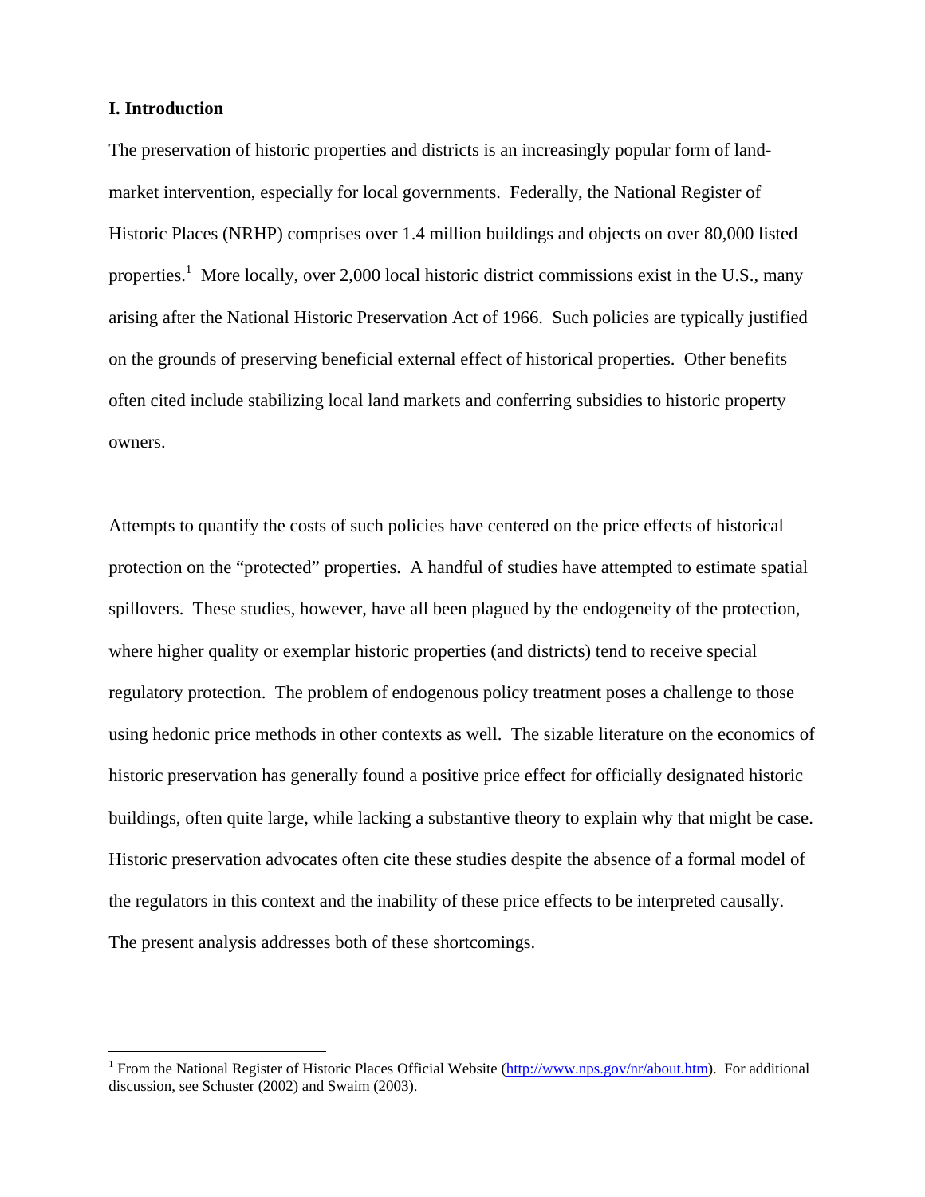### I. Introduction

The preservation of historic properties and districts is an increasingly popular form of land-market intervention, especially for local governments. Federally, the National Register of Historic Places (NRHP) comprises over 1.4 million buildings and objects on over 80,000 listed properties.[1] More locally, over 2,000 local historic district commissions exist in the U.S., many arising after the National Historic Preservation Act of 1966. Such policies are typically justified on the grounds of preserving beneficial external effect of historical properties. Other benefits often cited include stabilizing local land markets and conferring subsidies to historic property owners.

Attempts to quantify the costs of such policies have centered on the price effects of historical protection on the "protected" properties. A handful of studies have attempted to estimate spatial spillovers. These studies, however, have all been plagued by the endogeneity of the protection, where higher quality or exemplar historic properties (and districts) tend to receive special regulatory protection. The problem of endogenous policy treatment poses a challenge to those using hedonic price methods in other contexts as well. The sizable literature on the economics of historic preservation has generally found a positive price effect for officially designated historic buildings, often quite large, while lacking a substantive theory to explain why that might be case. Historic preservation advocates often cite these studies despite the absence of a formal model of the regulators in this context and the inability of these price effects to be interpreted causally. The present analysis addresses both of these shortcomings.

---

[1] From the National Register of Historic Places Official Website (http://www.nps.gov/nr/about.htm). For additional discussion, see Schuster (2002) and Swaim (2003).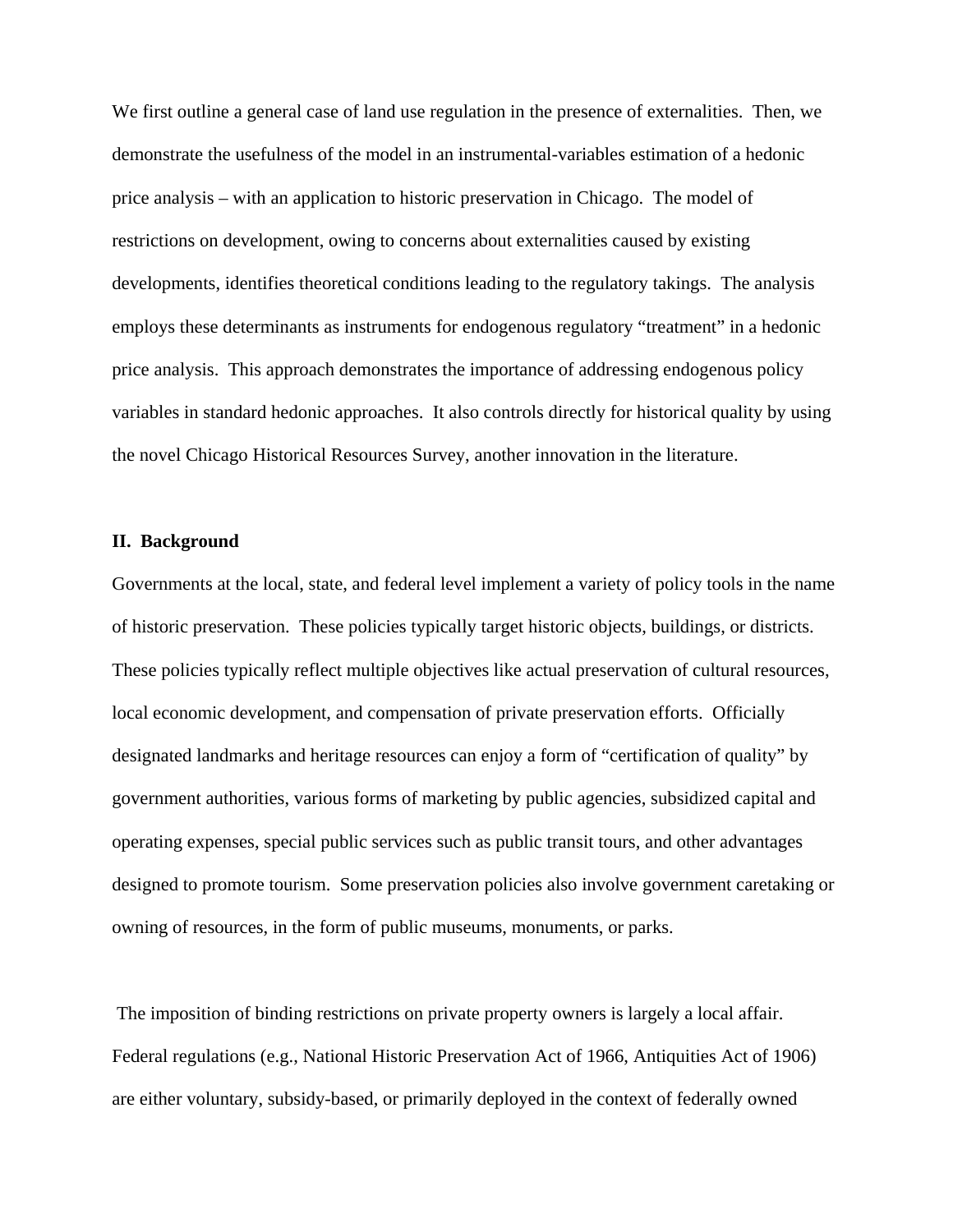We first outline a general case of land use regulation in the presence of externalities. Then, we demonstrate the usefulness of the model in an instrumental-variables estimation of a hedonic price analysis – with an application to historic preservation in Chicago. The model of restrictions on development, owing to concerns about externalities caused by existing developments, identifies theoretical conditions leading to the regulatory takings. The analysis employs these determinants as instruments for endogenous regulatory "treatment" in a hedonic price analysis. This approach demonstrates the importance of addressing endogenous policy variables in standard hedonic approaches. It also controls directly for historical quality by using the novel Chicago Historical Resources Survey, another innovation in the literature.

## II. Background

Governments at the local, state, and federal level implement a variety of policy tools in the name of historic preservation. These policies typically target historic objects, buildings, or districts. These policies typically reflect multiple objectives like actual preservation of cultural resources, local economic development, and compensation of private preservation efforts. Officially designated landmarks and heritage resources can enjoy a form of "certification of quality" by government authorities, various forms of marketing by public agencies, subsidized capital and operating expenses, special public services such as public transit tours, and other advantages designed to promote tourism. Some preservation policies also involve government caretaking or owning of resources, in the form of public museums, monuments, or parks.

The imposition of binding restrictions on private property owners is largely a local affair. Federal regulations (e.g., National Historic Preservation Act of 1966, Antiquities Act of 1906) are either voluntary, subsidy-based, or primarily deployed in the context of federally owned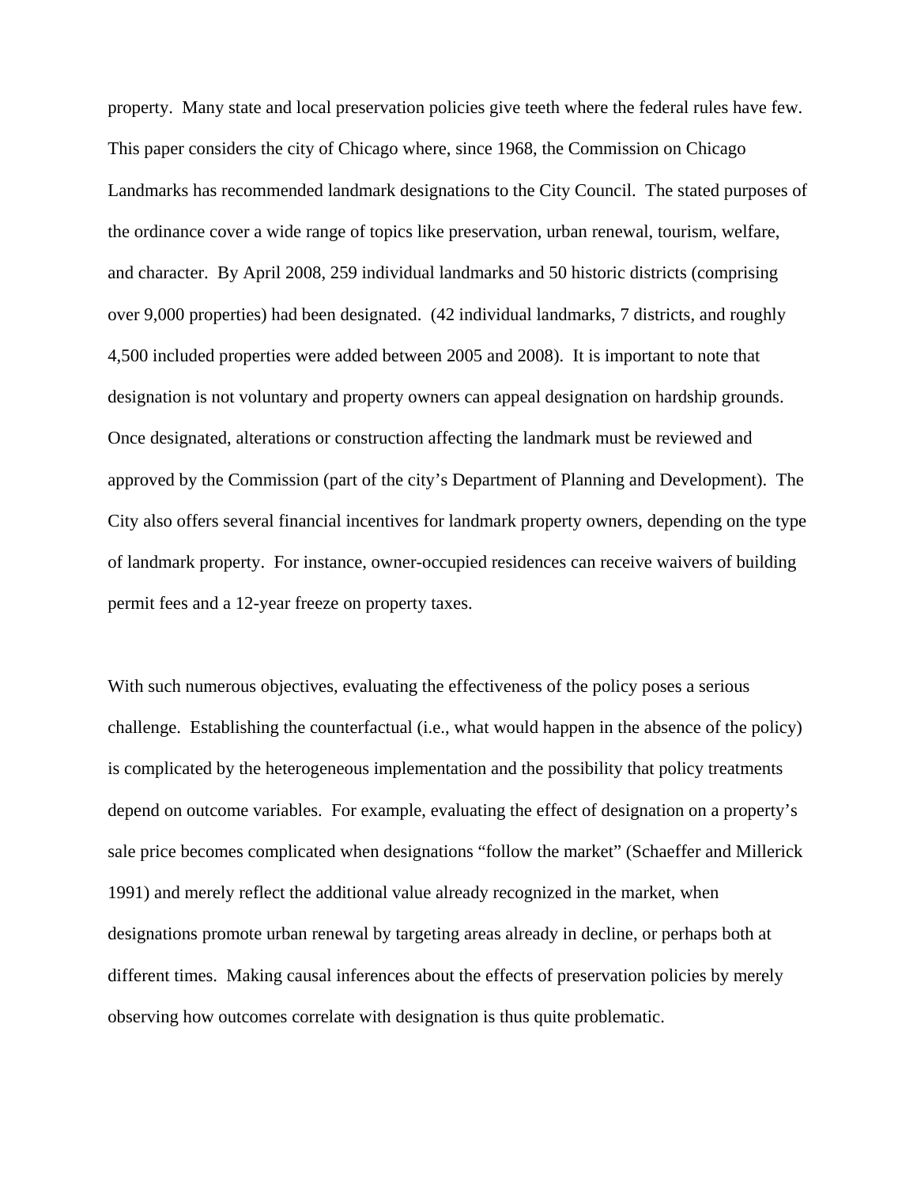property. Many state and local preservation policies give teeth where the federal rules have few. This paper considers the city of Chicago where, since 1968, the Commission on Chicago Landmarks has recommended landmark designations to the City Council. The stated purposes of the ordinance cover a wide range of topics like preservation, urban renewal, tourism, welfare, and character. By April 2008, 259 individual landmarks and 50 historic districts (comprising over 9,000 properties) had been designated. (42 individual landmarks, 7 districts, and roughly 4,500 included properties were added between 2005 and 2008). It is important to note that designation is not voluntary and property owners can appeal designation on hardship grounds. Once designated, alterations or construction affecting the landmark must be reviewed and approved by the Commission (part of the city's Department of Planning and Development). The City also offers several financial incentives for landmark property owners, depending on the type of landmark property. For instance, owner-occupied residences can receive waivers of building permit fees and a 12-year freeze on property taxes.

With such numerous objectives, evaluating the effectiveness of the policy poses a serious challenge. Establishing the counterfactual (i.e., what would happen in the absence of the policy) is complicated by the heterogeneous implementation and the possibility that policy treatments depend on outcome variables. For example, evaluating the effect of designation on a property's sale price becomes complicated when designations "follow the market" (Schaeffer and Millerick 1991) and merely reflect the additional value already recognized in the market, when designations promote urban renewal by targeting areas already in decline, or perhaps both at different times. Making causal inferences about the effects of preservation policies by merely observing how outcomes correlate with designation is thus quite problematic.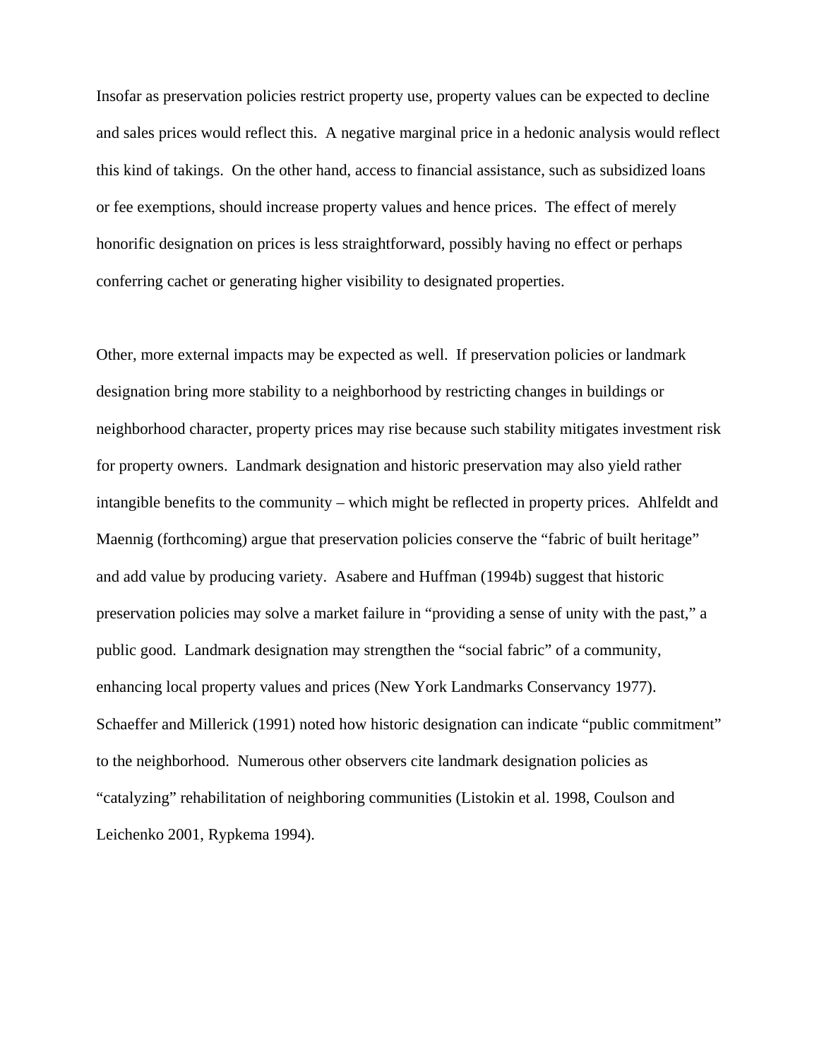Insofar as preservation policies restrict property use, property values can be expected to decline and sales prices would reflect this. A negative marginal price in a hedonic analysis would reflect this kind of takings. On the other hand, access to financial assistance, such as subsidized loans or fee exemptions, should increase property values and hence prices. The effect of merely honorific designation on prices is less straightforward, possibly having no effect or perhaps conferring cachet or generating higher visibility to designated properties.

Other, more external impacts may be expected as well. If preservation policies or landmark designation bring more stability to a neighborhood by restricting changes in buildings or neighborhood character, property prices may rise because such stability mitigates investment risk for property owners. Landmark designation and historic preservation may also yield rather intangible benefits to the community – which might be reflected in property prices. Ahlfeldt and Maennig (forthcoming) argue that preservation policies conserve the "fabric of built heritage" and add value by producing variety. Asabere and Huffman (1994b) suggest that historic preservation policies may solve a market failure in "providing a sense of unity with the past," a public good. Landmark designation may strengthen the "social fabric" of a community, enhancing local property values and prices (New York Landmarks Conservancy 1977). Schaeffer and Millerick (1991) noted how historic designation can indicate "public commitment" to the neighborhood. Numerous other observers cite landmark designation policies as "catalyzing" rehabilitation of neighboring communities (Listokin et al. 1998, Coulson and Leichenko 2001, Rypkema 1994).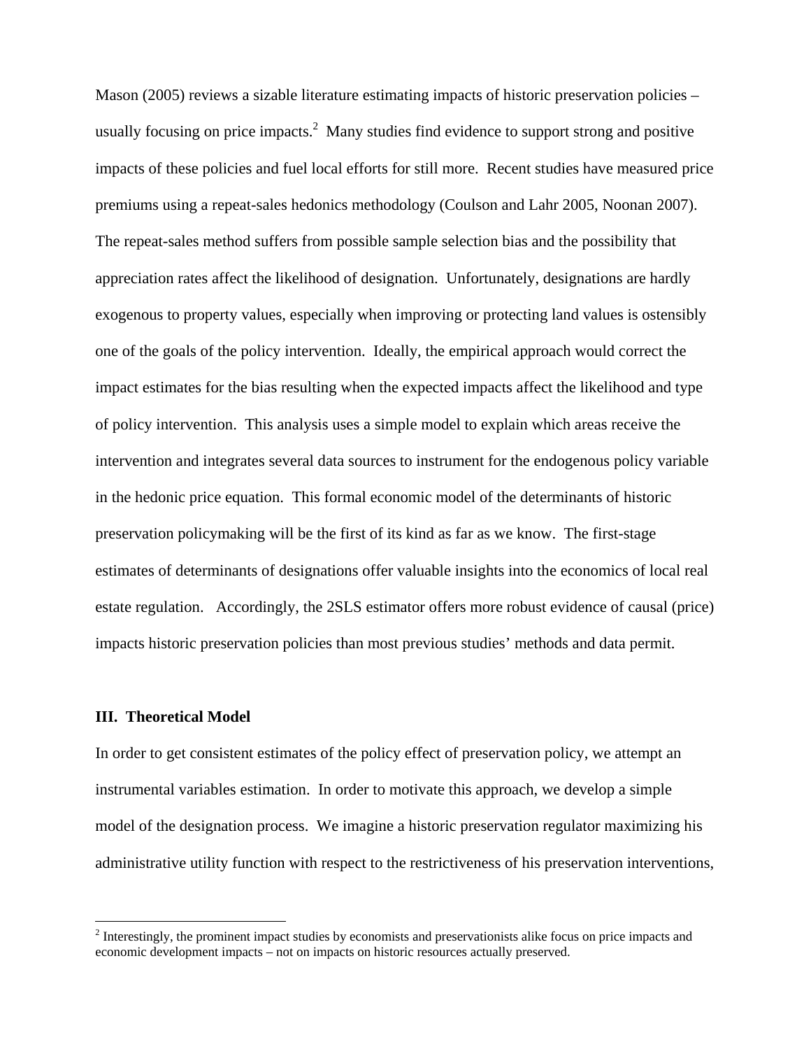Mason (2005) reviews a sizable literature estimating impacts of historic preservation policies – usually focusing on price impacts.[2] Many studies find evidence to support strong and positive impacts of these policies and fuel local efforts for still more. Recent studies have measured price premiums using a repeat-sales hedonics methodology (Coulson and Lahr 2005, Noonan 2007). The repeat-sales method suffers from possible sample selection bias and the possibility that appreciation rates affect the likelihood of designation. Unfortunately, designations are hardly exogenous to property values, especially when improving or protecting land values is ostensibly one of the goals of the policy intervention. Ideally, the empirical approach would correct the impact estimates for the bias resulting when the expected impacts affect the likelihood and type of policy intervention. This analysis uses a simple model to explain which areas receive the intervention and integrates several data sources to instrument for the endogenous policy variable in the hedonic price equation. This formal economic model of the determinants of historic preservation policymaking will be the first of its kind as far as we know. The first-stage estimates of determinants of designations offer valuable insights into the economics of local real estate regulation. Accordingly, the 2SLS estimator offers more robust evidence of causal (price) impacts historic preservation policies than most previous studies' methods and data permit.

## III. Theoretical Model

In order to get consistent estimates of the policy effect of preservation policy, we attempt an instrumental variables estimation. In order to motivate this approach, we develop a simple model of the designation process. We imagine a historic preservation regulator maximizing his administrative utility function with respect to the restrictiveness of his preservation interventions,

[2] Interestingly, the prominent impact studies by economists and preservationists alike focus on price impacts and economic development impacts – not on impacts on historic resources actually preserved.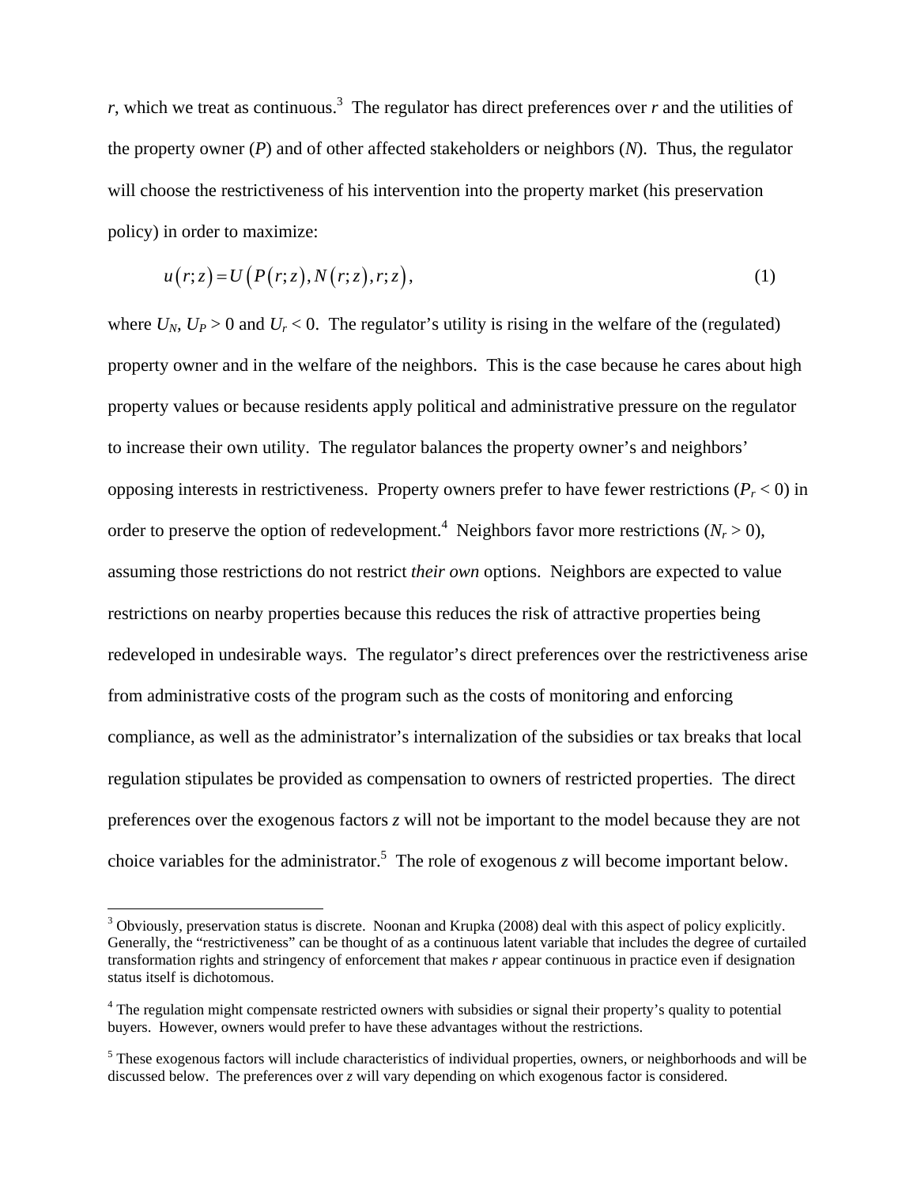*r*, which we treat as continuous.[3] The regulator has direct preferences over *r* and the utilities of the property owner (*P*) and of other affected stakeholders or neighbors (*N*). Thus, the regulator will choose the restrictiveness of his intervention into the property market (his preservation policy) in order to maximize:

$$u(r;z) = U\left(P(r;z), N(r;z), r; z\right), \tag{1}$$

where $U_N$, $U_P > 0$ and $U_r < 0$. The regulator's utility is rising in the welfare of the (regulated) property owner and in the welfare of the neighbors. This is the case because he cares about high property values or because residents apply political and administrative pressure on the regulator to increase their own utility. The regulator balances the property owner's and neighbors' opposing interests in restrictiveness. Property owners prefer to have fewer restrictions ($P_r < 0$) in order to preserve the option of redevelopment.[4] Neighbors favor more restrictions ($N_r > 0$), assuming those restrictions do not restrict *their own* options. Neighbors are expected to value restrictions on nearby properties because this reduces the risk of attractive properties being redeveloped in undesirable ways. The regulator's direct preferences over the restrictiveness arise from administrative costs of the program such as the costs of monitoring and enforcing compliance, as well as the administrator's internalization of the subsidies or tax breaks that local regulation stipulates be provided as compensation to owners of restricted properties. The direct preferences over the exogenous factors *z* will not be important to the model because they are not choice variables for the administrator.[5] The role of exogenous *z* will become important below.

[3] Obviously, preservation status is discrete. Noonan and Krupka (2008) deal with this aspect of policy explicitly. Generally, the "restrictiveness" can be thought of as a continuous latent variable that includes the degree of curtailed transformation rights and stringency of enforcement that makes *r* appear continuous in practice even if designation status itself is dichotomous.

[4] The regulation might compensate restricted owners with subsidies or signal their property's quality to potential buyers. However, owners would prefer to have these advantages without the restrictions.

[5] These exogenous factors will include characteristics of individual properties, owners, or neighborhoods and will be discussed below. The preferences over *z* will vary depending on which exogenous factor is considered.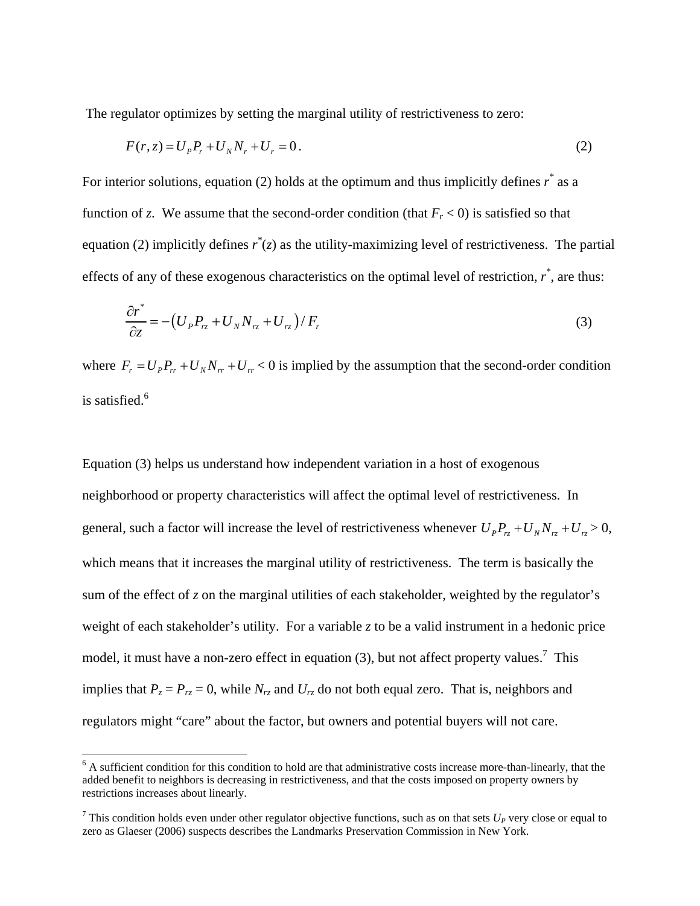The regulator optimizes by setting the marginal utility of restrictiveness to zero:

$$F(r,z) = U_P P_r + U_N N_r + U_r = 0\,. \tag{2}$$

For interior solutions, equation (2) holds at the optimum and thus implicitly defines $r^*$ as a function of *z*. We assume that the second-order condition (that $F_r < 0$) is satisfied so that equation (2) implicitly defines $r^*(z)$ as the utility-maximizing level of restrictiveness. The partial effects of any of these exogenous characteristics on the optimal level of restriction, $r^*$, are thus:

$$\frac{\partial r^*}{\partial z} = -\left(U_P P_{rz} + U_N N_{rz} + U_{rz}\right)/F_r \tag{3}$$

where $F_r = U_P P_{rr} + U_N N_{rr} + U_{rr} < 0$ is implied by the assumption that the second-order condition is satisfied.[6]

Equation (3) helps us understand how independent variation in a host of exogenous neighborhood or property characteristics will affect the optimal level of restrictiveness. In general, such a factor will increase the level of restrictiveness whenever $U_P P_{rz} + U_N N_{rz} + U_{rz} > 0$, which means that it increases the marginal utility of restrictiveness. The term is basically the sum of the effect of *z* on the marginal utilities of each stakeholder, weighted by the regulator's weight of each stakeholder's utility. For a variable *z* to be a valid instrument in a hedonic price model, it must have a non-zero effect in equation (3), but not affect property values.[7] This implies that $P_z = P_{rz} = 0$, while $N_{rz}$ and $U_{rz}$ do not both equal zero. That is, neighbors and regulators might "care" about the factor, but owners and potential buyers will not care.

---

[6] A sufficient condition for this condition to hold are that administrative costs increase more-than-linearly, that the added benefit to neighbors is decreasing in restrictiveness, and that the costs imposed on property owners by restrictions increases about linearly.

[7] This condition holds even under other regulator objective functions, such as on that sets $U_P$ very close or equal to zero as Glaeser (2006) suspects describes the Landmarks Preservation Commission in New York.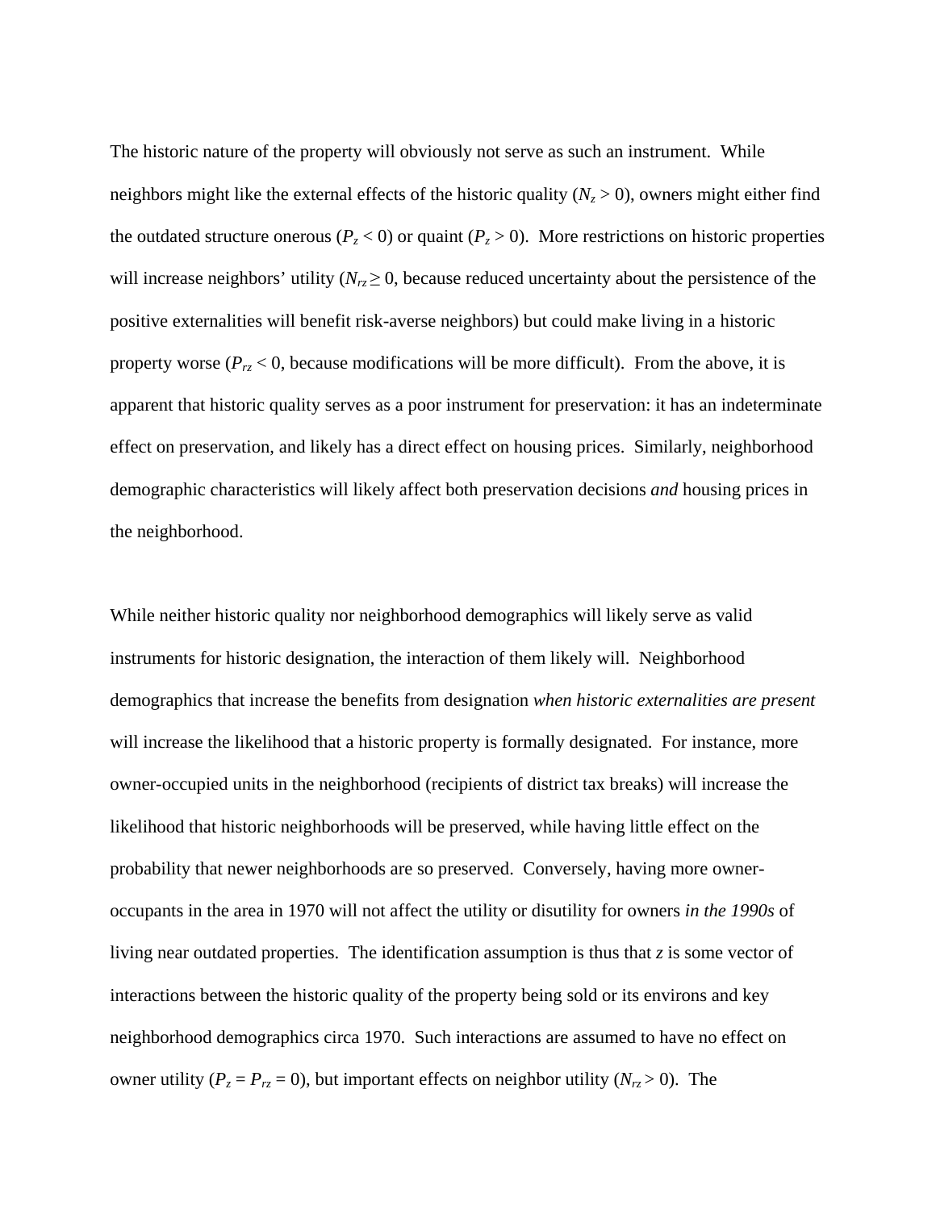The historic nature of the property will obviously not serve as such an instrument. While neighbors might like the external effects of the historic quality ($N_z > 0$), owners might either find the outdated structure onerous ($P_z < 0$) or quaint ($P_z > 0$). More restrictions on historic properties will increase neighbors' utility ($N_{rz} \geq 0$, because reduced uncertainty about the persistence of the positive externalities will benefit risk-averse neighbors) but could make living in a historic property worse ($P_{rz} < 0$, because modifications will be more difficult). From the above, it is apparent that historic quality serves as a poor instrument for preservation: it has an indeterminate effect on preservation, and likely has a direct effect on housing prices. Similarly, neighborhood demographic characteristics will likely affect both preservation decisions *and* housing prices in the neighborhood.

While neither historic quality nor neighborhood demographics will likely serve as valid instruments for historic designation, the interaction of them likely will. Neighborhood demographics that increase the benefits from designation *when historic externalities are present* will increase the likelihood that a historic property is formally designated. For instance, more owner-occupied units in the neighborhood (recipients of district tax breaks) will increase the likelihood that historic neighborhoods will be preserved, while having little effect on the probability that newer neighborhoods are so preserved. Conversely, having more owner-occupants in the area in 1970 will not affect the utility or disutility for owners *in the 1990s* of living near outdated properties. The identification assumption is thus that $z$ is some vector of interactions between the historic quality of the property being sold or its environs and key neighborhood demographics circa 1970. Such interactions are assumed to have no effect on owner utility ($P_z = P_{rz} = 0$), but important effects on neighbor utility ($N_{rz} > 0$). The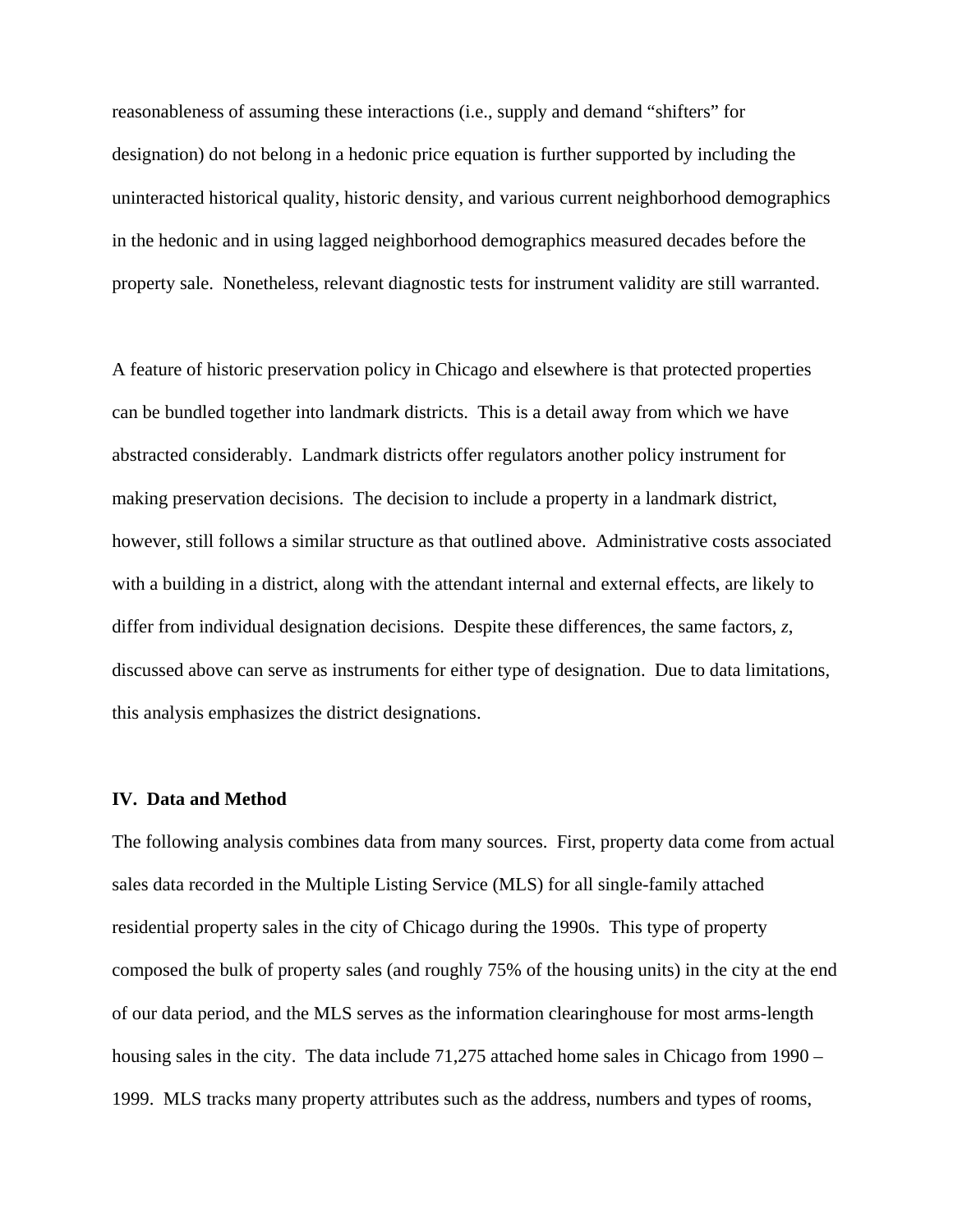reasonableness of assuming these interactions (i.e., supply and demand "shifters" for designation) do not belong in a hedonic price equation is further supported by including the uninteracted historical quality, historic density, and various current neighborhood demographics in the hedonic and in using lagged neighborhood demographics measured decades before the property sale. Nonetheless, relevant diagnostic tests for instrument validity are still warranted.

A feature of historic preservation policy in Chicago and elsewhere is that protected properties can be bundled together into landmark districts. This is a detail away from which we have abstracted considerably. Landmark districts offer regulators another policy instrument for making preservation decisions. The decision to include a property in a landmark district, however, still follows a similar structure as that outlined above. Administrative costs associated with a building in a district, along with the attendant internal and external effects, are likely to differ from individual designation decisions. Despite these differences, the same factors, $z$, discussed above can serve as instruments for either type of designation. Due to data limitations, this analysis emphasizes the district designations.

### IV. Data and Method

The following analysis combines data from many sources. First, property data come from actual sales data recorded in the Multiple Listing Service (MLS) for all single-family attached residential property sales in the city of Chicago during the 1990s. This type of property composed the bulk of property sales (and roughly 75% of the housing units) in the city at the end of our data period, and the MLS serves as the information clearinghouse for most arms-length housing sales in the city. The data include 71,275 attached home sales in Chicago from 1990 – 1999. MLS tracks many property attributes such as the address, numbers and types of rooms,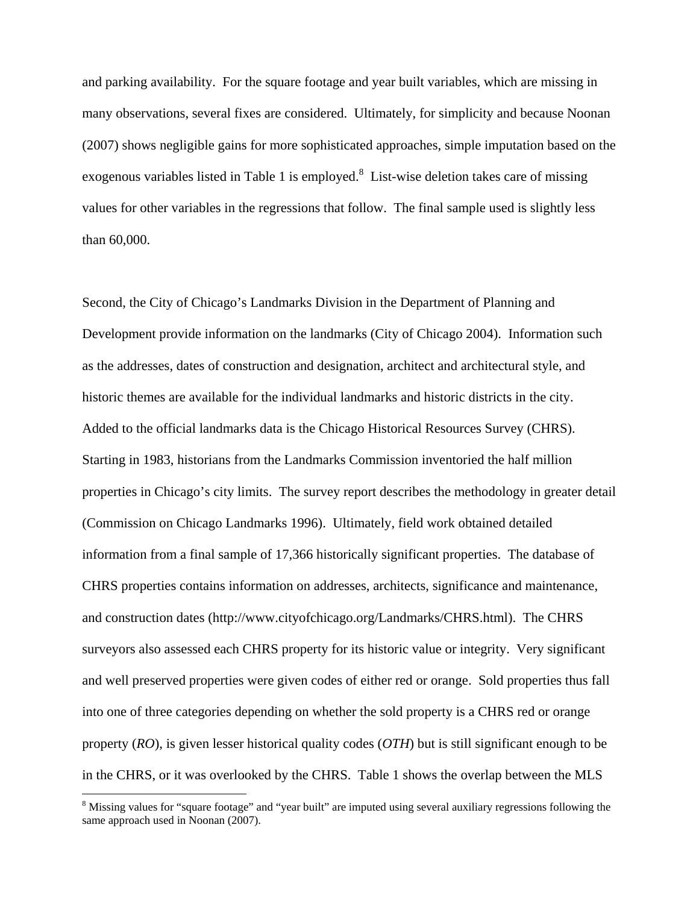and parking availability. For the square footage and year built variables, which are missing in many observations, several fixes are considered. Ultimately, for simplicity and because Noonan (2007) shows negligible gains for more sophisticated approaches, simple imputation based on the exogenous variables listed in Table 1 is employed.[8] List-wise deletion takes care of missing values for other variables in the regressions that follow. The final sample used is slightly less than 60,000.

Second, the City of Chicago's Landmarks Division in the Department of Planning and Development provide information on the landmarks (City of Chicago 2004). Information such as the addresses, dates of construction and designation, architect and architectural style, and historic themes are available for the individual landmarks and historic districts in the city. Added to the official landmarks data is the Chicago Historical Resources Survey (CHRS). Starting in 1983, historians from the Landmarks Commission inventoried the half million properties in Chicago's city limits. The survey report describes the methodology in greater detail (Commission on Chicago Landmarks 1996). Ultimately, field work obtained detailed information from a final sample of 17,366 historically significant properties. The database of CHRS properties contains information on addresses, architects, significance and maintenance, and construction dates (http://www.cityofchicago.org/Landmarks/CHRS.html). The CHRS surveyors also assessed each CHRS property for its historic value or integrity. Very significant and well preserved properties were given codes of either red or orange. Sold properties thus fall into one of three categories depending on whether the sold property is a CHRS red or orange property (*RO*), is given lesser historical quality codes (*OTH*) but is still significant enough to be in the CHRS, or it was overlooked by the CHRS. Table 1 shows the overlap between the MLS

[8] Missing values for "square footage" and "year built" are imputed using several auxiliary regressions following the same approach used in Noonan (2007).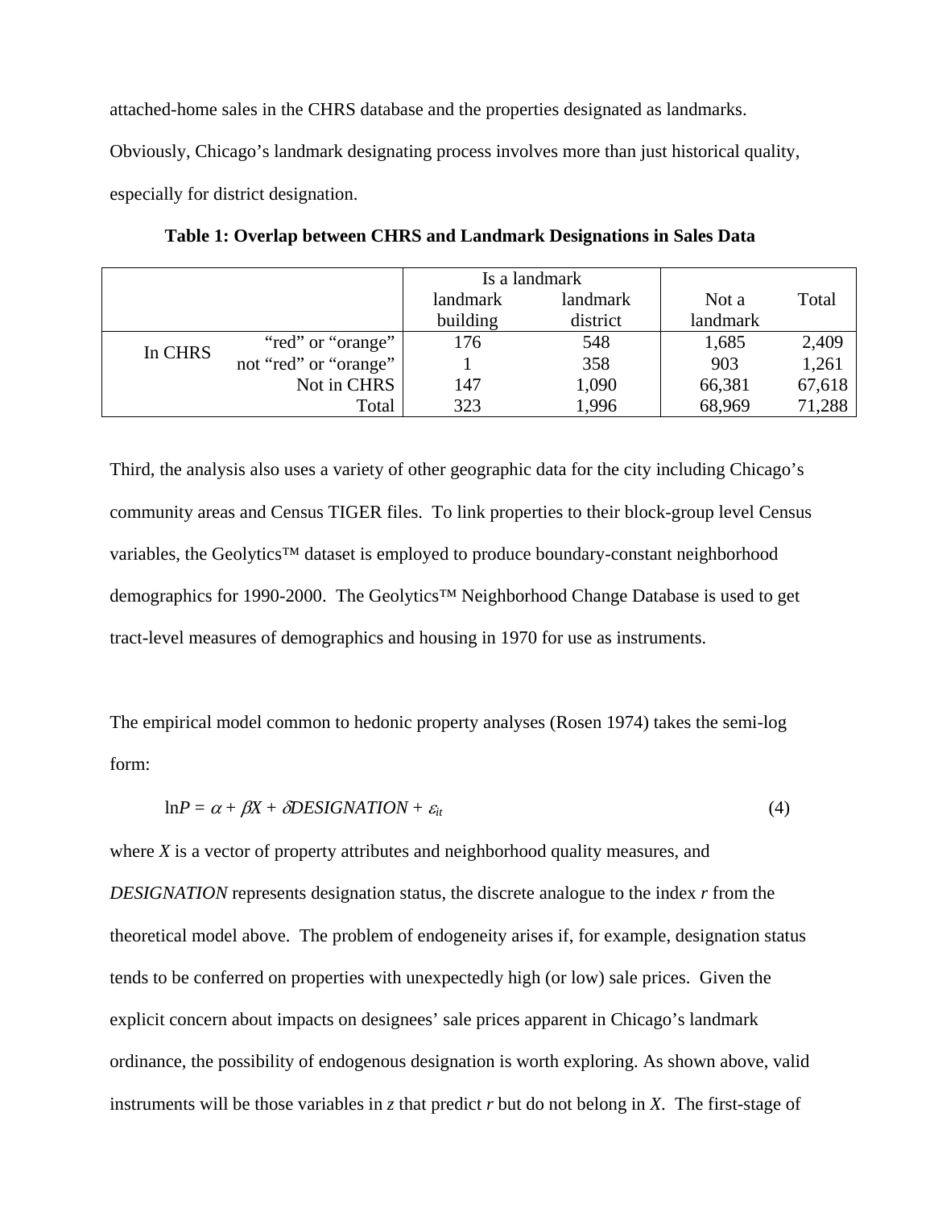attached-home sales in the CHRS database and the properties designated as landmarks. Obviously, Chicago's landmark designating process involves more than just historical quality, especially for district designation.

**Table 1: Overlap between CHRS and Landmark Designations in Sales Data**

| | | Is a landmark | | | |
|---|---|---|---|---|---|
| | | landmark building | landmark district | Not a landmark | Total |
| In CHRS | "red" or "orange" | 176 | 548 | 1,685 | 2,409 |
| | not "red" or "orange" | 1 | 358 | 903 | 1,261 |
| | Not in CHRS | 147 | 1,090 | 66,381 | 67,618 |
| | Total | 323 | 1,996 | 68,969 | 71,288 |

Third, the analysis also uses a variety of other geographic data for the city including Chicago's community areas and Census TIGER files. To link properties to their block-group level Census variables, the Geolytics™ dataset is employed to produce boundary-constant neighborhood demographics for 1990-2000. The Geolytics™ Neighborhood Change Database is used to get tract-level measures of demographics and housing in 1970 for use as instruments.

The empirical model common to hedonic property analyses (Rosen 1974) takes the semi-log form:

$$\ln P = \alpha + \beta X + \delta DESIGNATION + \varepsilon_{it} \qquad (4)$$

where $X$ is a vector of property attributes and neighborhood quality measures, and *DESIGNATION* represents designation status, the discrete analogue to the index $r$ from the theoretical model above. The problem of endogeneity arises if, for example, designation status tends to be conferred on properties with unexpectedly high (or low) sale prices. Given the explicit concern about impacts on designees' sale prices apparent in Chicago's landmark ordinance, the possibility of endogenous designation is worth exploring. As shown above, valid instruments will be those variables in $z$ that predict $r$ but do not belong in $X$. The first-stage of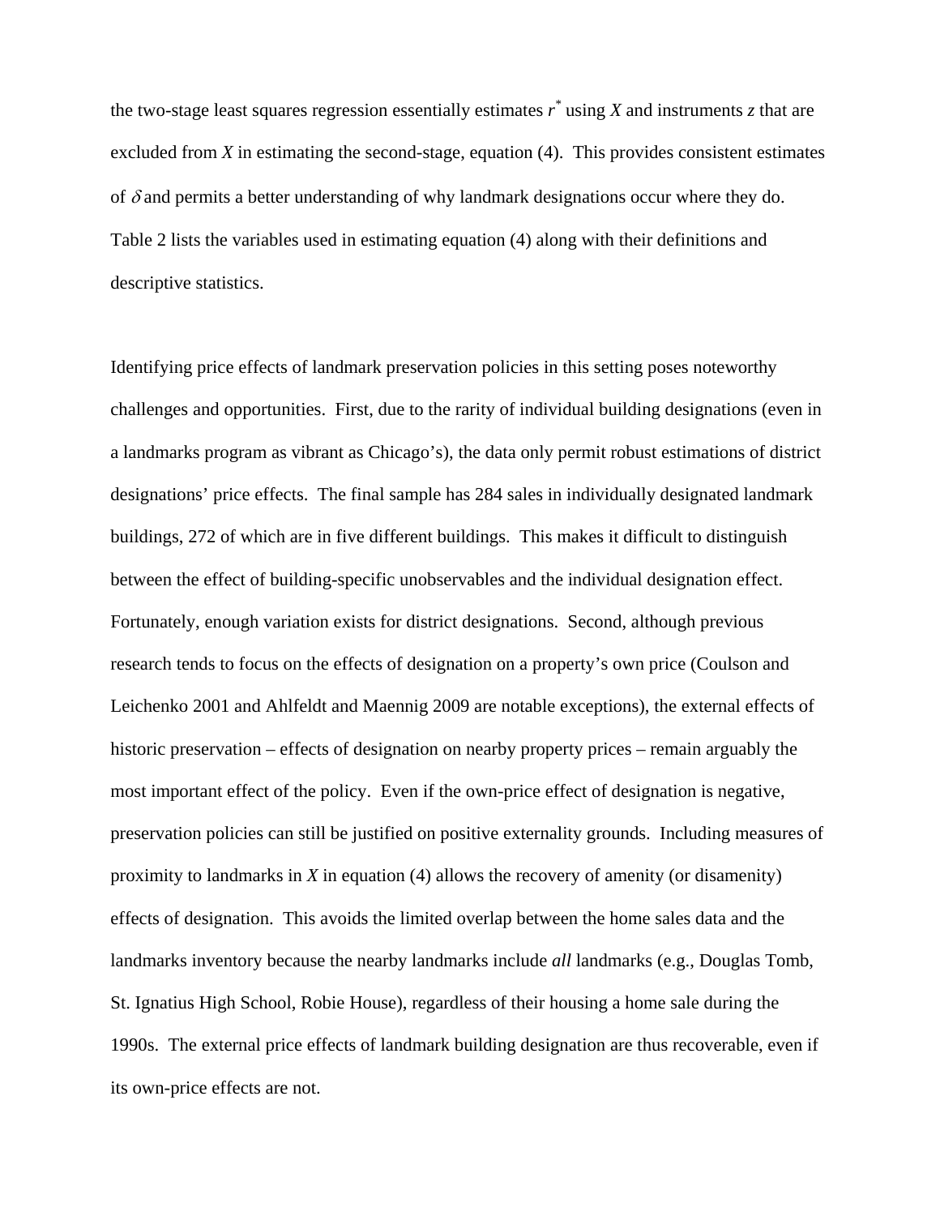the two-stage least squares regression essentially estimates $r^*$ using $X$ and instruments $z$ that are excluded from $X$ in estimating the second-stage, equation (4). This provides consistent estimates of $\delta$ and permits a better understanding of why landmark designations occur where they do. Table 2 lists the variables used in estimating equation (4) along with their definitions and descriptive statistics.

Identifying price effects of landmark preservation policies in this setting poses noteworthy challenges and opportunities. First, due to the rarity of individual building designations (even in a landmarks program as vibrant as Chicago's), the data only permit robust estimations of district designations' price effects. The final sample has 284 sales in individually designated landmark buildings, 272 of which are in five different buildings. This makes it difficult to distinguish between the effect of building-specific unobservables and the individual designation effect. Fortunately, enough variation exists for district designations. Second, although previous research tends to focus on the effects of designation on a property's own price (Coulson and Leichenko 2001 and Ahlfeldt and Maennig 2009 are notable exceptions), the external effects of historic preservation – effects of designation on nearby property prices – remain arguably the most important effect of the policy. Even if the own-price effect of designation is negative, preservation policies can still be justified on positive externality grounds. Including measures of proximity to landmarks in $X$ in equation (4) allows the recovery of amenity (or disamenity) effects of designation. This avoids the limited overlap between the home sales data and the landmarks inventory because the nearby landmarks include *all* landmarks (e.g., Douglas Tomb, St. Ignatius High School, Robie House), regardless of their housing a home sale during the 1990s. The external price effects of landmark building designation are thus recoverable, even if its own-price effects are not.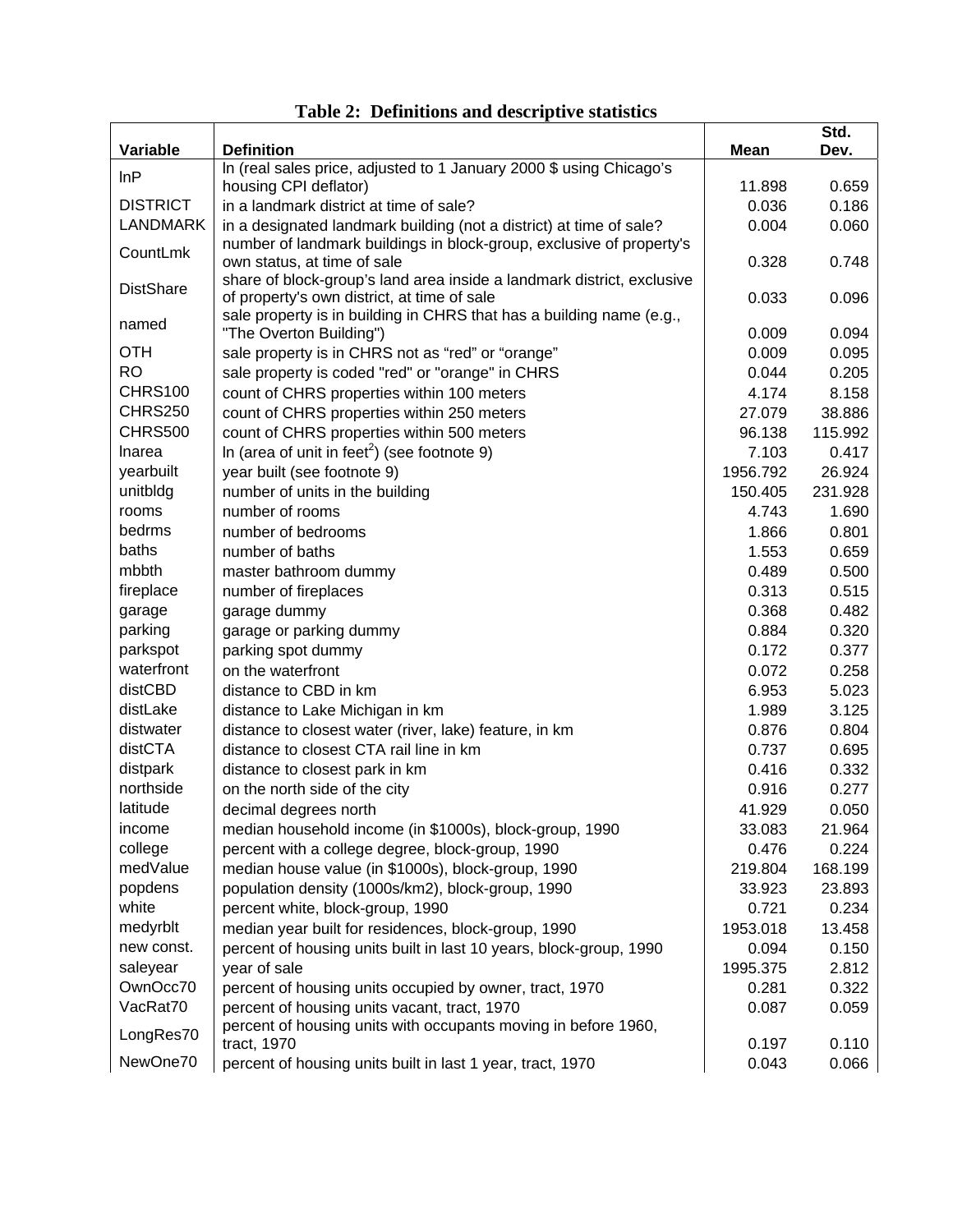**Table 2: Definitions and descriptive statistics**

| Variable | Definition | Mean | Std. Dev. |
|---|---|---|---|
| lnP | ln (real sales price, adjusted to 1 January 2000 $ using Chicago's housing CPI deflator) | 11.898 | 0.659 |
| DISTRICT | in a landmark district at time of sale? | 0.036 | 0.186 |
| LANDMARK | in a designated landmark building (not a district) at time of sale? | 0.004 | 0.060 |
| CountLmk | number of landmark buildings in block-group, exclusive of property's own status, at time of sale | 0.328 | 0.748 |
| DistShare | share of block-group's land area inside a landmark district, exclusive of property's own district, at time of sale | 0.033 | 0.096 |
| named | sale property is in building in CHRS that has a building name (e.g., "The Overton Building") | 0.009 | 0.094 |
| OTH | sale property is in CHRS not as "red" or "orange" | 0.009 | 0.095 |
| RO | sale property is coded "red" or "orange" in CHRS | 0.044 | 0.205 |
| CHRS100 | count of CHRS properties within 100 meters | 4.174 | 8.158 |
| CHRS250 | count of CHRS properties within 250 meters | 27.079 | 38.886 |
| CHRS500 | count of CHRS properties within 500 meters | 96.138 | 115.992 |
| lnarea | ln (area of unit in feet$^2$) (see footnote 9) | 7.103 | 0.417 |
| yearbuilt | year built (see footnote 9) | 1956.792 | 26.924 |
| unitbldg | number of units in the building | 150.405 | 231.928 |
| rooms | number of rooms | 4.743 | 1.690 |
| bedrms | number of bedrooms | 1.866 | 0.801 |
| baths | number of baths | 1.553 | 0.659 |
| mbbth | master bathroom dummy | 0.489 | 0.500 |
| fireplace | number of fireplaces | 0.313 | 0.515 |
| garage | garage dummy | 0.368 | 0.482 |
| parking | garage or parking dummy | 0.884 | 0.320 |
| parkspot | parking spot dummy | 0.172 | 0.377 |
| waterfront | on the waterfront | 0.072 | 0.258 |
| distCBD | distance to CBD in km | 6.953 | 5.023 |
| distLake | distance to Lake Michigan in km | 1.989 | 3.125 |
| distwater | distance to closest water (river, lake) feature, in km | 0.876 | 0.804 |
| distCTA | distance to closest CTA rail line in km | 0.737 | 0.695 |
| distpark | distance to closest park in km | 0.416 | 0.332 |
| northside | on the north side of the city | 0.916 | 0.277 |
| latitude | decimal degrees north | 41.929 | 0.050 |
| income | median household income (in $1000s), block-group, 1990 | 33.083 | 21.964 |
| college | percent with a college degree, block-group, 1990 | 0.476 | 0.224 |
| medValue | median house value (in $1000s), block-group, 1990 | 219.804 | 168.199 |
| popdens | population density (1000s/km2), block-group, 1990 | 33.923 | 23.893 |
| white | percent white, block-group, 1990 | 0.721 | 0.234 |
| medyrblt | median year built for residences, block-group, 1990 | 1953.018 | 13.458 |
| new const. | percent of housing units built in last 10 years, block-group, 1990 | 0.094 | 0.150 |
| saleyear | year of sale | 1995.375 | 2.812 |
| OwnOcc70 | percent of housing units occupied by owner, tract, 1970 | 0.281 | 0.322 |
| VacRat70 | percent of housing units vacant, tract, 1970 | 0.087 | 0.059 |
| LongRes70 | percent of housing units with occupants moving in before 1960, tract, 1970 | 0.197 | 0.110 |
| NewOne70 | percent of housing units built in last 1 year, tract, 1970 | 0.043 | 0.066 |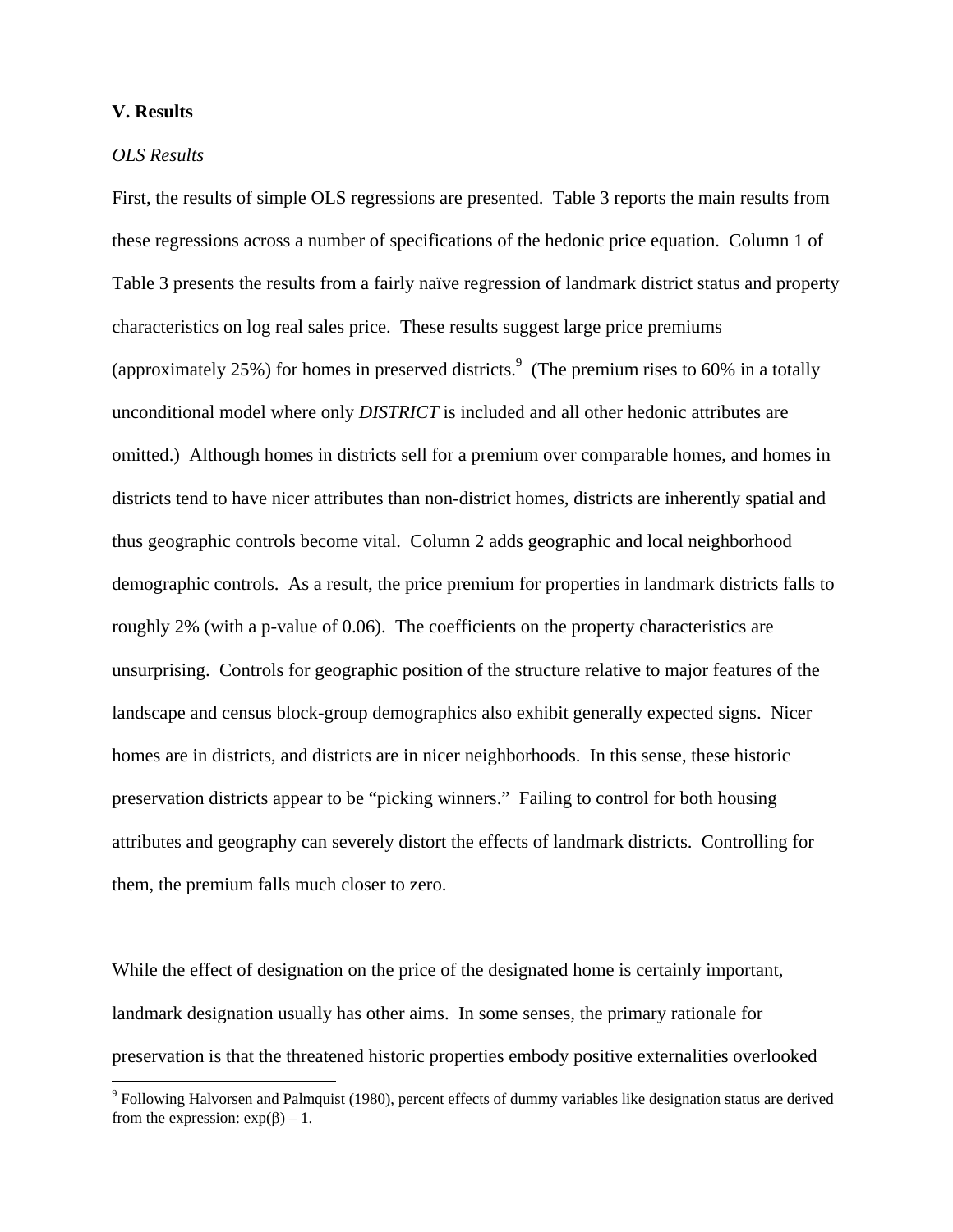## V. Results

*OLS Results*

First, the results of simple OLS regressions are presented. Table 3 reports the main results from these regressions across a number of specifications of the hedonic price equation. Column 1 of Table 3 presents the results from a fairly naïve regression of landmark district status and property characteristics on log real sales price. These results suggest large price premiums (approximately 25%) for homes in preserved districts.[9] (The premium rises to 60% in a totally unconditional model where only *DISTRICT* is included and all other hedonic attributes are omitted.) Although homes in districts sell for a premium over comparable homes, and homes in districts tend to have nicer attributes than non-district homes, districts are inherently spatial and thus geographic controls become vital. Column 2 adds geographic and local neighborhood demographic controls. As a result, the price premium for properties in landmark districts falls to roughly 2% (with a p-value of 0.06). The coefficients on the property characteristics are unsurprising. Controls for geographic position of the structure relative to major features of the landscape and census block-group demographics also exhibit generally expected signs. Nicer homes are in districts, and districts are in nicer neighborhoods. In this sense, these historic preservation districts appear to be "picking winners." Failing to control for both housing attributes and geography can severely distort the effects of landmark districts. Controlling for them, the premium falls much closer to zero.

While the effect of designation on the price of the designated home is certainly important, landmark designation usually has other aims. In some senses, the primary rationale for preservation is that the threatened historic properties embody positive externalities overlooked

[9] Following Halvorsen and Palmquist (1980), percent effects of dummy variables like designation status are derived from the expression: $\exp(\beta) - 1$.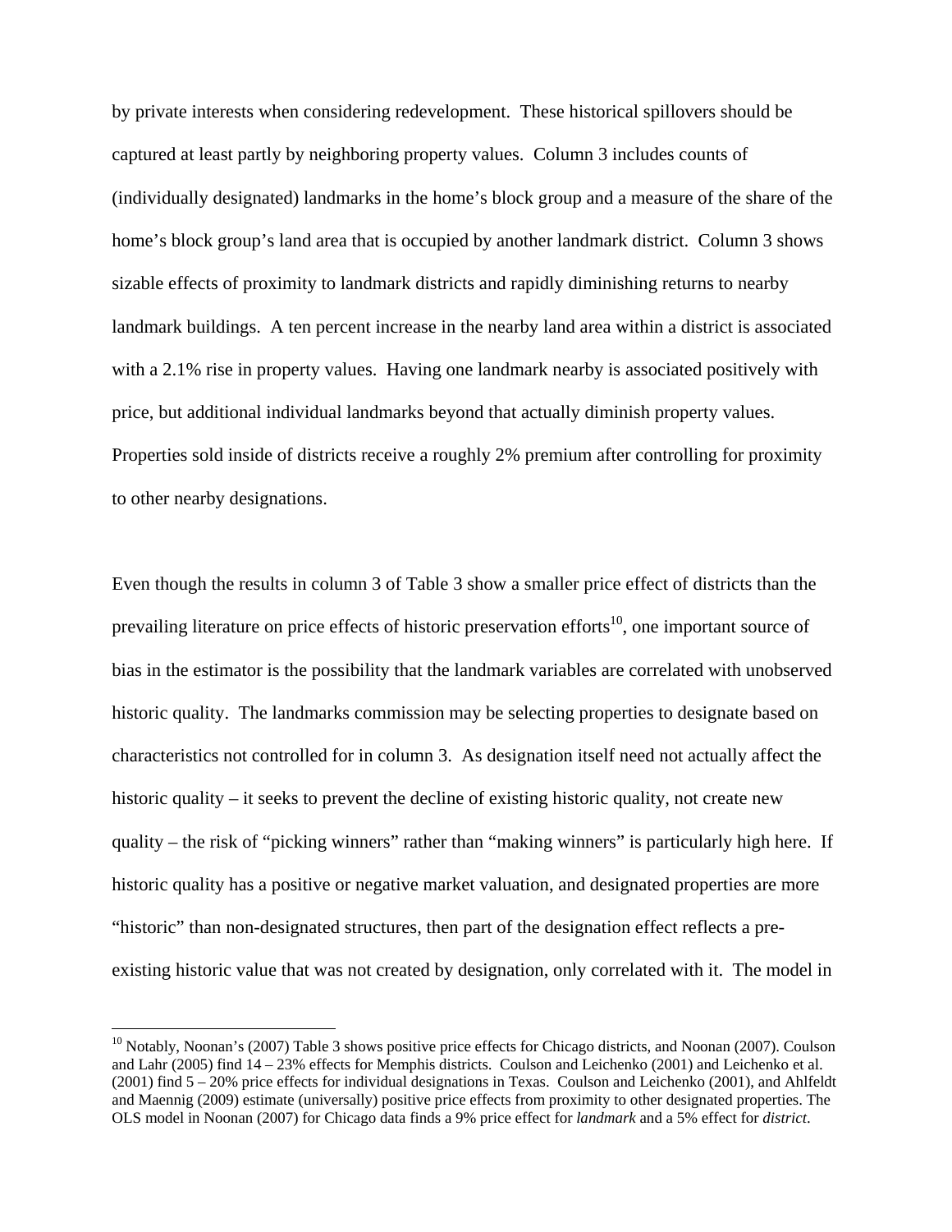by private interests when considering redevelopment. These historical spillovers should be captured at least partly by neighboring property values. Column 3 includes counts of (individually designated) landmarks in the home's block group and a measure of the share of the home's block group's land area that is occupied by another landmark district. Column 3 shows sizable effects of proximity to landmark districts and rapidly diminishing returns to nearby landmark buildings. A ten percent increase in the nearby land area within a district is associated with a 2.1% rise in property values. Having one landmark nearby is associated positively with price, but additional individual landmarks beyond that actually diminish property values. Properties sold inside of districts receive a roughly 2% premium after controlling for proximity to other nearby designations.

Even though the results in column 3 of Table 3 show a smaller price effect of districts than the prevailing literature on price effects of historic preservation efforts[10], one important source of bias in the estimator is the possibility that the landmark variables are correlated with unobserved historic quality. The landmarks commission may be selecting properties to designate based on characteristics not controlled for in column 3. As designation itself need not actually affect the historic quality – it seeks to prevent the decline of existing historic quality, not create new quality – the risk of "picking winners" rather than "making winners" is particularly high here. If historic quality has a positive or negative market valuation, and designated properties are more "historic" than non-designated structures, then part of the designation effect reflects a pre-existing historic value that was not created by designation, only correlated with it. The model in

[10] Notably, Noonan's (2007) Table 3 shows positive price effects for Chicago districts, and Noonan (2007). Coulson and Lahr (2005) find 14 – 23% effects for Memphis districts. Coulson and Leichenko (2001) and Leichenko et al. (2001) find 5 – 20% price effects for individual designations in Texas. Coulson and Leichenko (2001), and Ahlfeldt and Maennig (2009) estimate (universally) positive price effects from proximity to other designated properties. The OLS model in Noonan (2007) for Chicago data finds a 9% price effect for *landmark* and a 5% effect for *district*.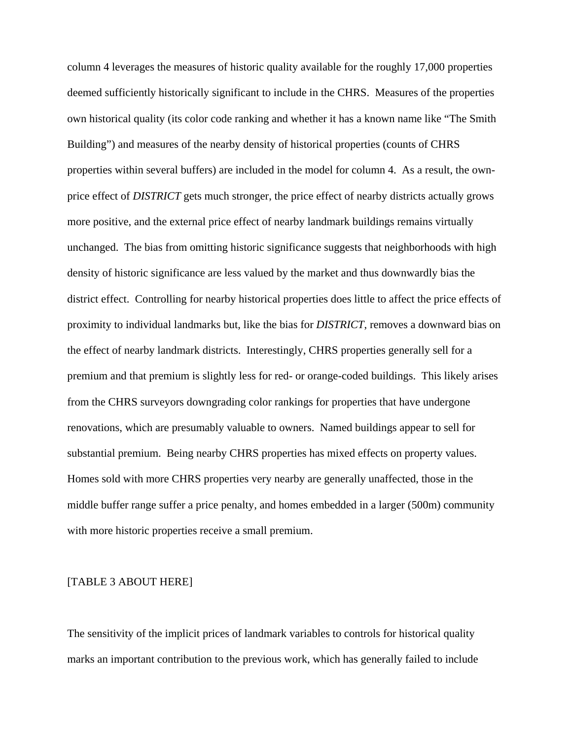column 4 leverages the measures of historic quality available for the roughly 17,000 properties deemed sufficiently historically significant to include in the CHRS. Measures of the properties own historical quality (its color code ranking and whether it has a known name like "The Smith Building") and measures of the nearby density of historical properties (counts of CHRS properties within several buffers) are included in the model for column 4. As a result, the own-price effect of *DISTRICT* gets much stronger, the price effect of nearby districts actually grows more positive, and the external price effect of nearby landmark buildings remains virtually unchanged. The bias from omitting historic significance suggests that neighborhoods with high density of historic significance are less valued by the market and thus downwardly bias the district effect. Controlling for nearby historical properties does little to affect the price effects of proximity to individual landmarks but, like the bias for *DISTRICT*, removes a downward bias on the effect of nearby landmark districts. Interestingly, CHRS properties generally sell for a premium and that premium is slightly less for red- or orange-coded buildings. This likely arises from the CHRS surveyors downgrading color rankings for properties that have undergone renovations, which are presumably valuable to owners. Named buildings appear to sell for substantial premium. Being nearby CHRS properties has mixed effects on property values. Homes sold with more CHRS properties very nearby are generally unaffected, those in the middle buffer range suffer a price penalty, and homes embedded in a larger (500m) community with more historic properties receive a small premium.

[TABLE 3 ABOUT HERE]

The sensitivity of the implicit prices of landmark variables to controls for historical quality marks an important contribution to the previous work, which has generally failed to include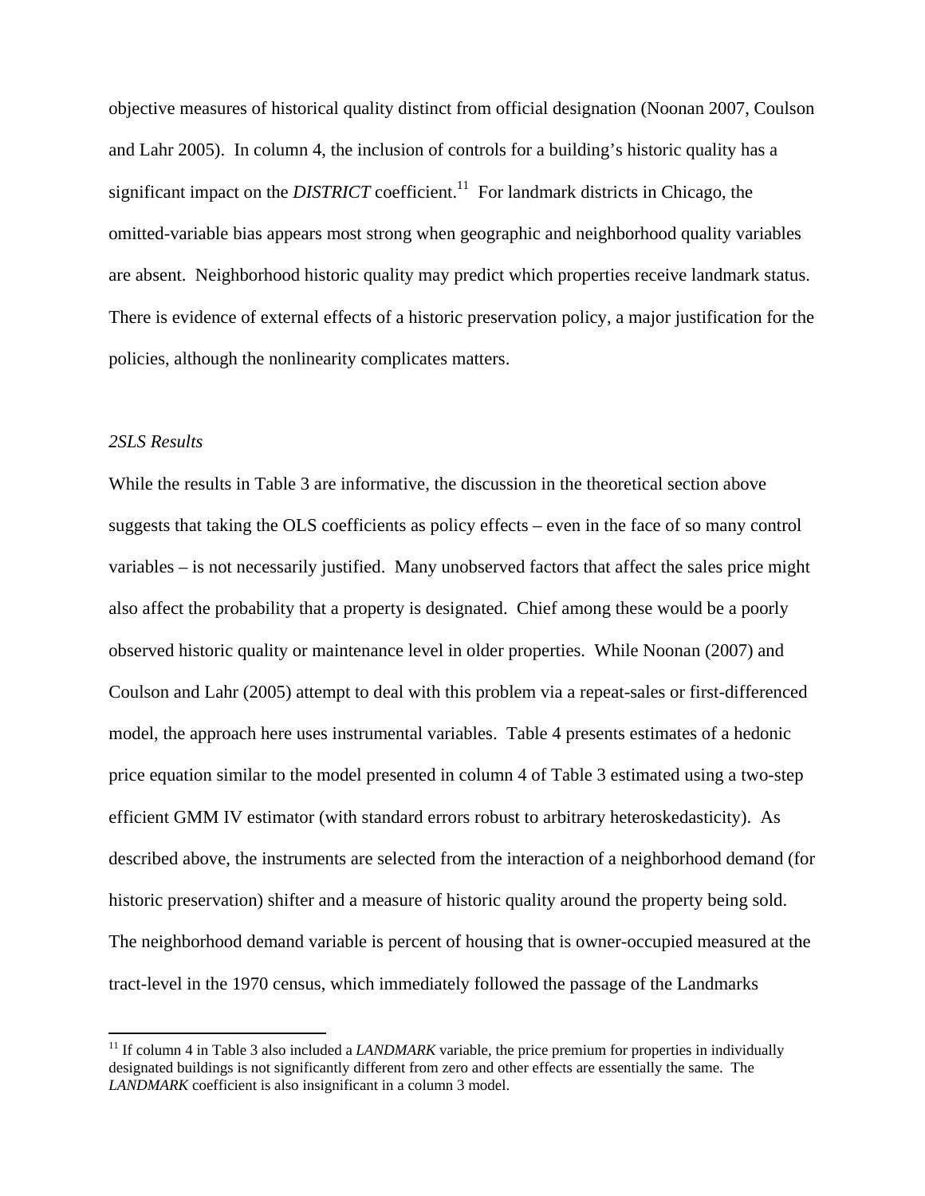objective measures of historical quality distinct from official designation (Noonan 2007, Coulson and Lahr 2005). In column 4, the inclusion of controls for a building's historic quality has a significant impact on the *DISTRICT* coefficient.[11] For landmark districts in Chicago, the omitted-variable bias appears most strong when geographic and neighborhood quality variables are absent. Neighborhood historic quality may predict which properties receive landmark status. There is evidence of external effects of a historic preservation policy, a major justification for the policies, although the nonlinearity complicates matters.

*2SLS Results*

While the results in Table 3 are informative, the discussion in the theoretical section above suggests that taking the OLS coefficients as policy effects – even in the face of so many control variables – is not necessarily justified. Many unobserved factors that affect the sales price might also affect the probability that a property is designated. Chief among these would be a poorly observed historic quality or maintenance level in older properties. While Noonan (2007) and Coulson and Lahr (2005) attempt to deal with this problem via a repeat-sales or first-differenced model, the approach here uses instrumental variables. Table 4 presents estimates of a hedonic price equation similar to the model presented in column 4 of Table 3 estimated using a two-step efficient GMM IV estimator (with standard errors robust to arbitrary heteroskedasticity). As described above, the instruments are selected from the interaction of a neighborhood demand (for historic preservation) shifter and a measure of historic quality around the property being sold. The neighborhood demand variable is percent of housing that is owner-occupied measured at the tract-level in the 1970 census, which immediately followed the passage of the Landmarks

[11] If column 4 in Table 3 also included a *LANDMARK* variable, the price premium for properties in individually designated buildings is not significantly different from zero and other effects are essentially the same. The *LANDMARK* coefficient is also insignificant in a column 3 model.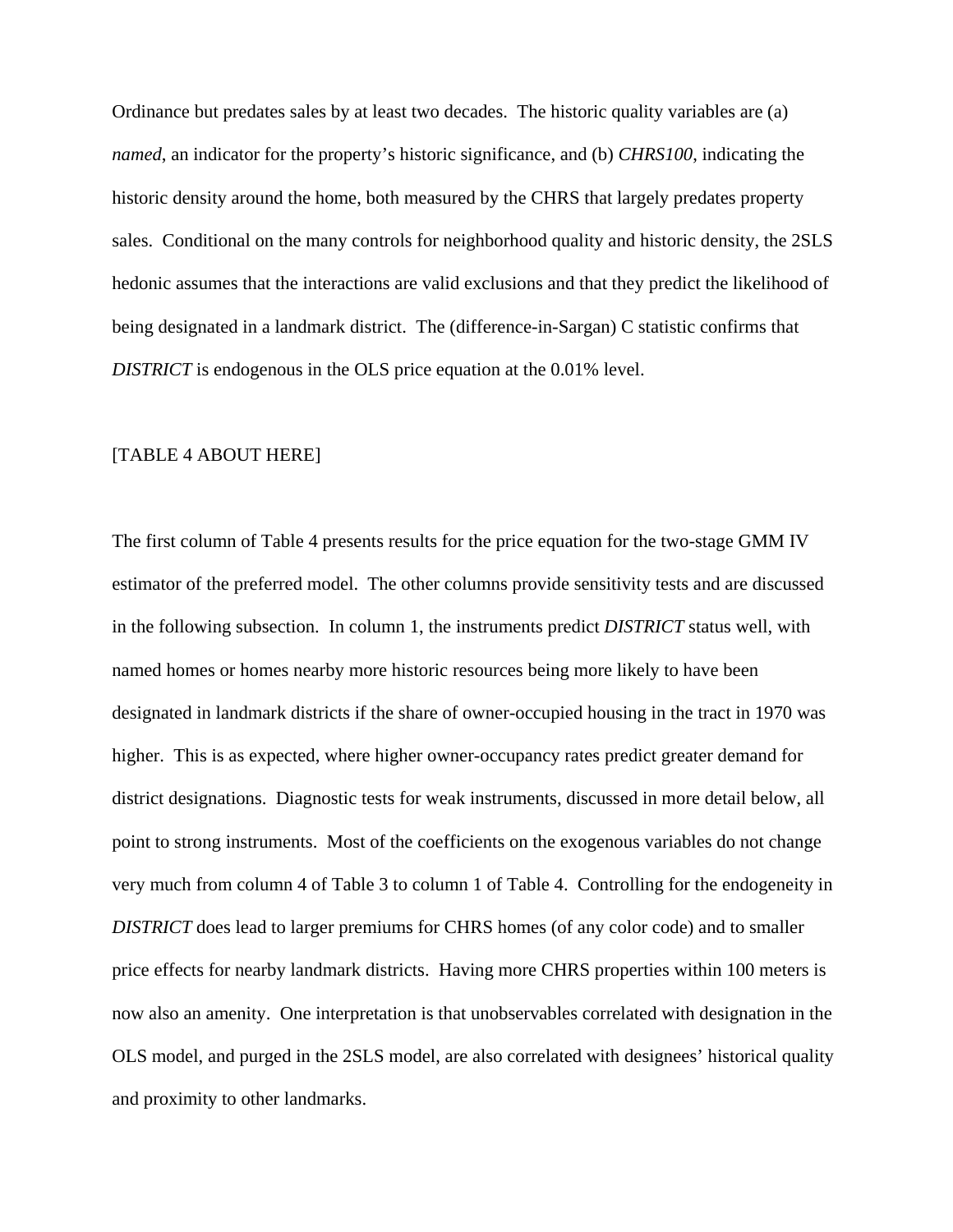Ordinance but predates sales by at least two decades. The historic quality variables are (a) *named*, an indicator for the property's historic significance, and (b) *CHRS100*, indicating the historic density around the home, both measured by the CHRS that largely predates property sales. Conditional on the many controls for neighborhood quality and historic density, the 2SLS hedonic assumes that the interactions are valid exclusions and that they predict the likelihood of being designated in a landmark district. The (difference-in-Sargan) C statistic confirms that *DISTRICT* is endogenous in the OLS price equation at the 0.01% level.

[TABLE 4 ABOUT HERE]

The first column of Table 4 presents results for the price equation for the two-stage GMM IV estimator of the preferred model. The other columns provide sensitivity tests and are discussed in the following subsection. In column 1, the instruments predict *DISTRICT* status well, with named homes or homes nearby more historic resources being more likely to have been designated in landmark districts if the share of owner-occupied housing in the tract in 1970 was higher. This is as expected, where higher owner-occupancy rates predict greater demand for district designations. Diagnostic tests for weak instruments, discussed in more detail below, all point to strong instruments. Most of the coefficients on the exogenous variables do not change very much from column 4 of Table 3 to column 1 of Table 4. Controlling for the endogeneity in *DISTRICT* does lead to larger premiums for CHRS homes (of any color code) and to smaller price effects for nearby landmark districts. Having more CHRS properties within 100 meters is now also an amenity. One interpretation is that unobservables correlated with designation in the OLS model, and purged in the 2SLS model, are also correlated with designees' historical quality and proximity to other landmarks.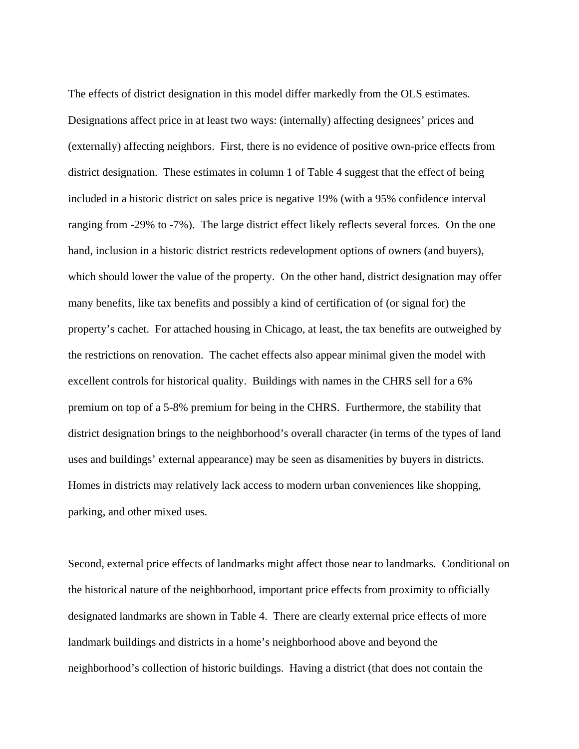The effects of district designation in this model differ markedly from the OLS estimates. Designations affect price in at least two ways: (internally) affecting designees' prices and (externally) affecting neighbors. First, there is no evidence of positive own-price effects from district designation. These estimates in column 1 of Table 4 suggest that the effect of being included in a historic district on sales price is negative 19% (with a 95% confidence interval ranging from -29% to -7%). The large district effect likely reflects several forces. On the one hand, inclusion in a historic district restricts redevelopment options of owners (and buyers), which should lower the value of the property. On the other hand, district designation may offer many benefits, like tax benefits and possibly a kind of certification of (or signal for) the property's cachet. For attached housing in Chicago, at least, the tax benefits are outweighed by the restrictions on renovation. The cachet effects also appear minimal given the model with excellent controls for historical quality. Buildings with names in the CHRS sell for a 6% premium on top of a 5-8% premium for being in the CHRS. Furthermore, the stability that district designation brings to the neighborhood's overall character (in terms of the types of land uses and buildings' external appearance) may be seen as disamenities by buyers in districts. Homes in districts may relatively lack access to modern urban conveniences like shopping, parking, and other mixed uses.

Second, external price effects of landmarks might affect those near to landmarks. Conditional on the historical nature of the neighborhood, important price effects from proximity to officially designated landmarks are shown in Table 4. There are clearly external price effects of more landmark buildings and districts in a home's neighborhood above and beyond the neighborhood's collection of historic buildings. Having a district (that does not contain the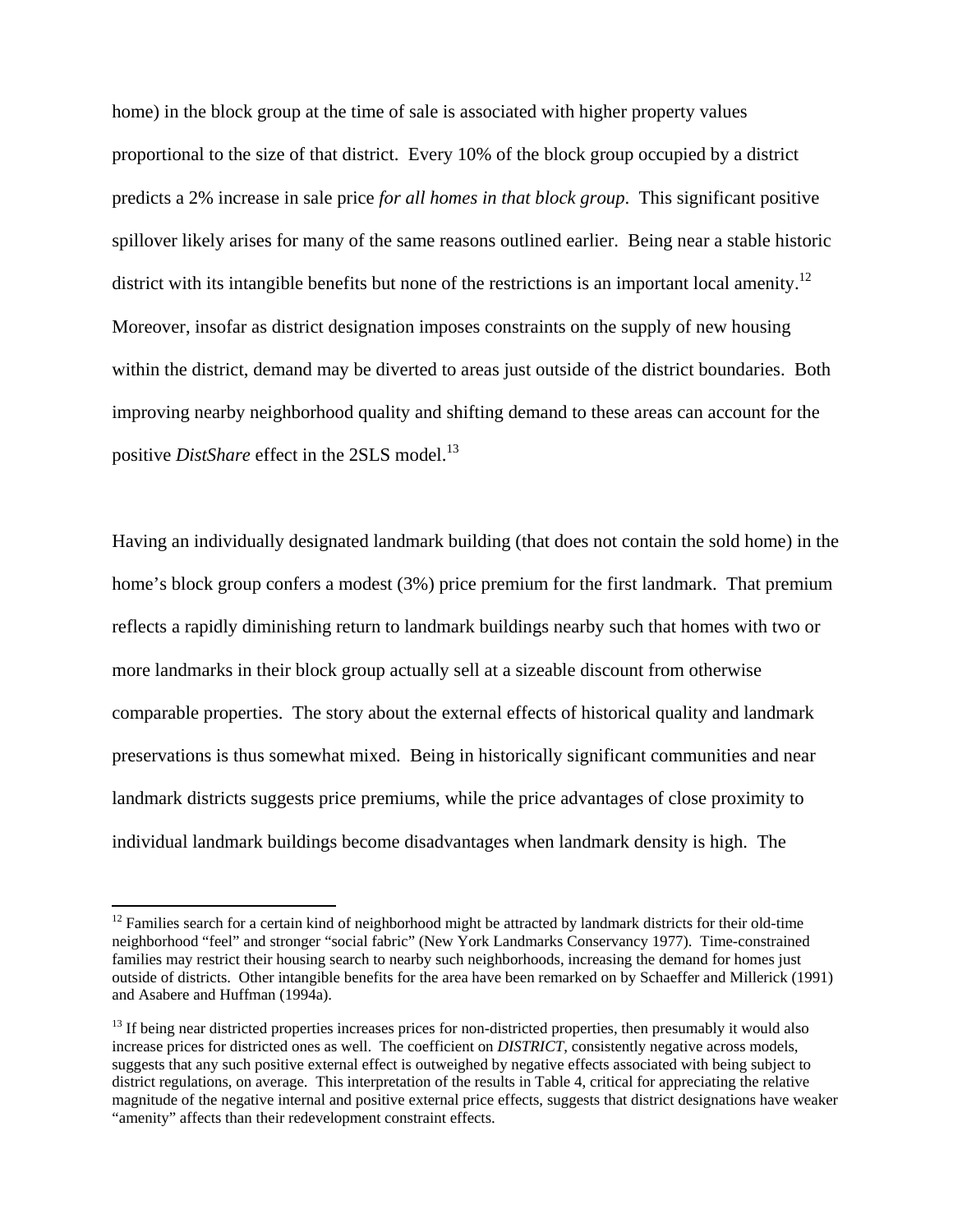home) in the block group at the time of sale is associated with higher property values proportional to the size of that district. Every 10% of the block group occupied by a district predicts a 2% increase in sale price *for all homes in that block group*. This significant positive spillover likely arises for many of the same reasons outlined earlier. Being near a stable historic district with its intangible benefits but none of the restrictions is an important local amenity.[12] Moreover, insofar as district designation imposes constraints on the supply of new housing within the district, demand may be diverted to areas just outside of the district boundaries. Both improving nearby neighborhood quality and shifting demand to these areas can account for the positive *DistShare* effect in the 2SLS model.[13]

Having an individually designated landmark building (that does not contain the sold home) in the home's block group confers a modest (3%) price premium for the first landmark. That premium reflects a rapidly diminishing return to landmark buildings nearby such that homes with two or more landmarks in their block group actually sell at a sizeable discount from otherwise comparable properties. The story about the external effects of historical quality and landmark preservations is thus somewhat mixed. Being in historically significant communities and near landmark districts suggests price premiums, while the price advantages of close proximity to individual landmark buildings become disadvantages when landmark density is high. The

---

[12] Families search for a certain kind of neighborhood might be attracted by landmark districts for their old-time neighborhood "feel" and stronger "social fabric" (New York Landmarks Conservancy 1977). Time-constrained families may restrict their housing search to nearby such neighborhoods, increasing the demand for homes just outside of districts. Other intangible benefits for the area have been remarked on by Schaeffer and Millerick (1991) and Asabere and Huffman (1994a).

[13] If being near districted properties increases prices for non-districted properties, then presumably it would also increase prices for districted ones as well. The coefficient on *DISTRICT*, consistently negative across models, suggests that any such positive external effect is outweighed by negative effects associated with being subject to district regulations, on average. This interpretation of the results in Table 4, critical for appreciating the relative magnitude of the negative internal and positive external price effects, suggests that district designations have weaker "amenity" affects than their redevelopment constraint effects.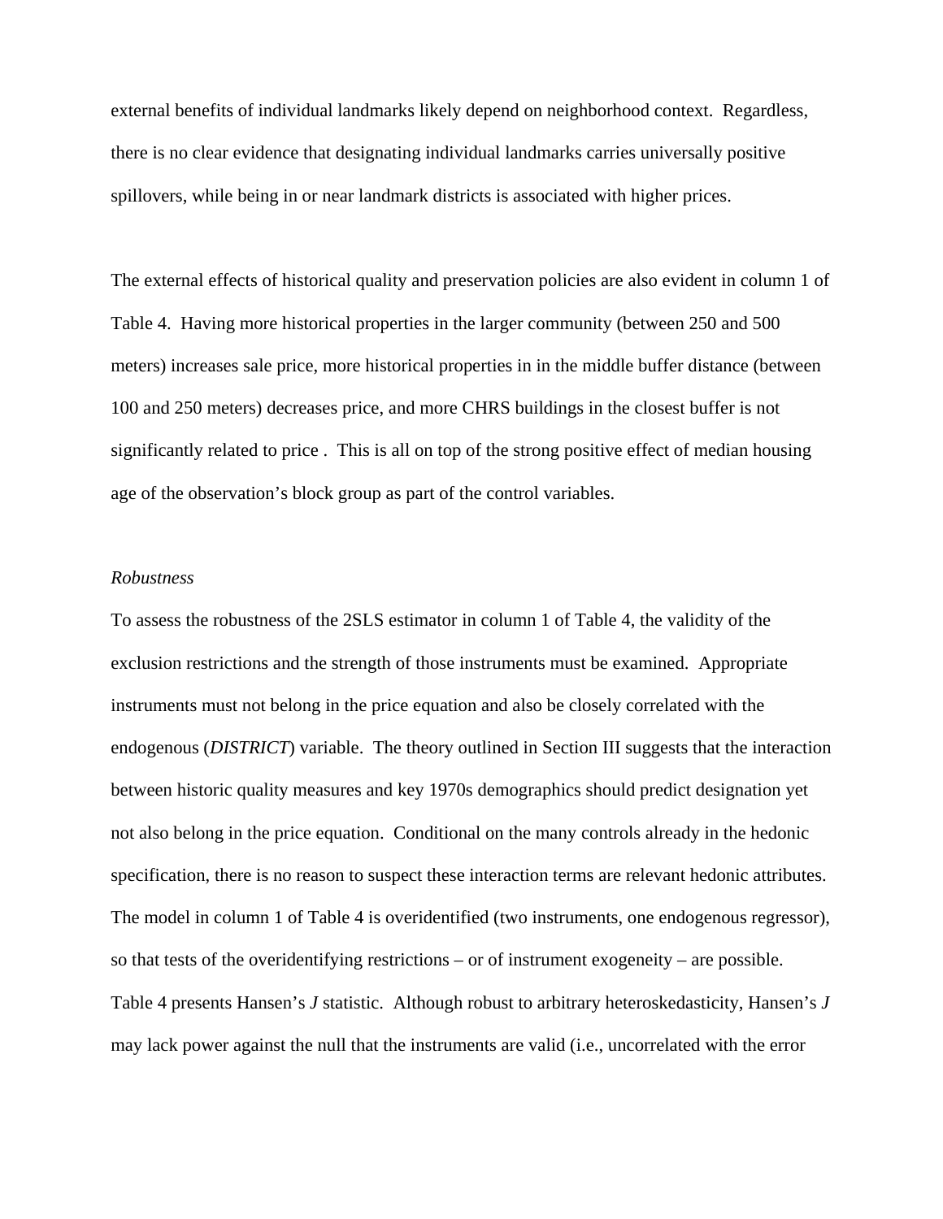external benefits of individual landmarks likely depend on neighborhood context. Regardless, there is no clear evidence that designating individual landmarks carries universally positive spillovers, while being in or near landmark districts is associated with higher prices.

The external effects of historical quality and preservation policies are also evident in column 1 of Table 4. Having more historical properties in the larger community (between 250 and 500 meters) increases sale price, more historical properties in in the middle buffer distance (between 100 and 250 meters) decreases price, and more CHRS buildings in the closest buffer is not significantly related to price . This is all on top of the strong positive effect of median housing age of the observation's block group as part of the control variables.

*Robustness*

To assess the robustness of the 2SLS estimator in column 1 of Table 4, the validity of the exclusion restrictions and the strength of those instruments must be examined. Appropriate instruments must not belong in the price equation and also be closely correlated with the endogenous (*DISTRICT*) variable. The theory outlined in Section III suggests that the interaction between historic quality measures and key 1970s demographics should predict designation yet not also belong in the price equation. Conditional on the many controls already in the hedonic specification, there is no reason to suspect these interaction terms are relevant hedonic attributes. The model in column 1 of Table 4 is overidentified (two instruments, one endogenous regressor), so that tests of the overidentifying restrictions – or of instrument exogeneity – are possible. Table 4 presents Hansen's *J* statistic. Although robust to arbitrary heteroskedasticity, Hansen's *J* may lack power against the null that the instruments are valid (i.e., uncorrelated with the error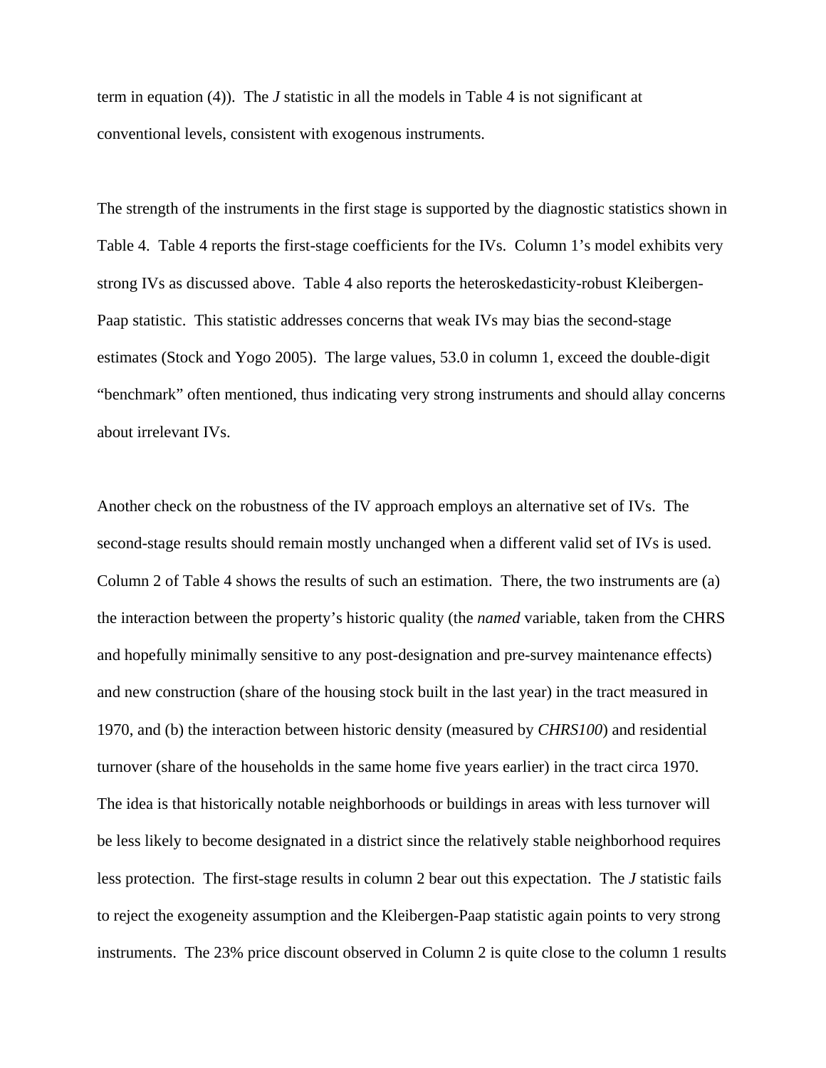term in equation (4)). The *J* statistic in all the models in Table 4 is not significant at conventional levels, consistent with exogenous instruments.

The strength of the instruments in the first stage is supported by the diagnostic statistics shown in Table 4. Table 4 reports the first-stage coefficients for the IVs. Column 1's model exhibits very strong IVs as discussed above. Table 4 also reports the heteroskedasticity-robust Kleibergen-Paap statistic. This statistic addresses concerns that weak IVs may bias the second-stage estimates (Stock and Yogo 2005). The large values, 53.0 in column 1, exceed the double-digit "benchmark" often mentioned, thus indicating very strong instruments and should allay concerns about irrelevant IVs.

Another check on the robustness of the IV approach employs an alternative set of IVs. The second-stage results should remain mostly unchanged when a different valid set of IVs is used. Column 2 of Table 4 shows the results of such an estimation. There, the two instruments are (a) the interaction between the property's historic quality (the *named* variable, taken from the CHRS and hopefully minimally sensitive to any post-designation and pre-survey maintenance effects) and new construction (share of the housing stock built in the last year) in the tract measured in 1970, and (b) the interaction between historic density (measured by *CHRS100*) and residential turnover (share of the households in the same home five years earlier) in the tract circa 1970. The idea is that historically notable neighborhoods or buildings in areas with less turnover will be less likely to become designated in a district since the relatively stable neighborhood requires less protection. The first-stage results in column 2 bear out this expectation. The *J* statistic fails to reject the exogeneity assumption and the Kleibergen-Paap statistic again points to very strong instruments. The 23% price discount observed in Column 2 is quite close to the column 1 results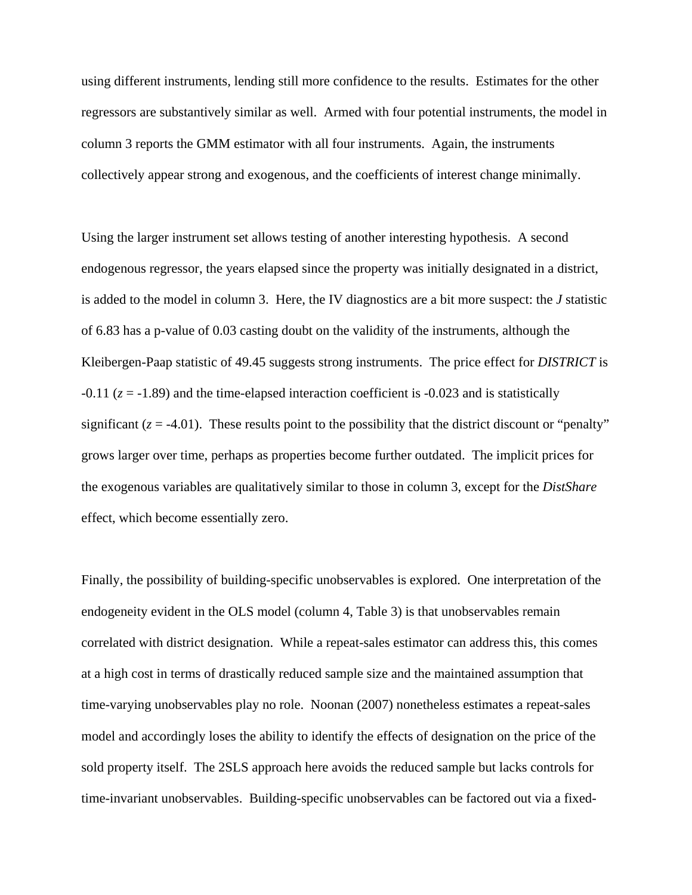using different instruments, lending still more confidence to the results. Estimates for the other regressors are substantively similar as well. Armed with four potential instruments, the model in column 3 reports the GMM estimator with all four instruments. Again, the instruments collectively appear strong and exogenous, and the coefficients of interest change minimally.

Using the larger instrument set allows testing of another interesting hypothesis. A second endogenous regressor, the years elapsed since the property was initially designated in a district, is added to the model in column 3. Here, the IV diagnostics are a bit more suspect: the *J* statistic of 6.83 has a p-value of 0.03 casting doubt on the validity of the instruments, although the Kleibergen-Paap statistic of 49.45 suggests strong instruments. The price effect for *DISTRICT* is -0.11 ($z$ = -1.89) and the time-elapsed interaction coefficient is -0.023 and is statistically significant ($z$ = -4.01). These results point to the possibility that the district discount or "penalty" grows larger over time, perhaps as properties become further outdated. The implicit prices for the exogenous variables are qualitatively similar to those in column 3, except for the *DistShare* effect, which become essentially zero.

Finally, the possibility of building-specific unobservables is explored. One interpretation of the endogeneity evident in the OLS model (column 4, Table 3) is that unobservables remain correlated with district designation. While a repeat-sales estimator can address this, this comes at a high cost in terms of drastically reduced sample size and the maintained assumption that time-varying unobservables play no role. Noonan (2007) nonetheless estimates a repeat-sales model and accordingly loses the ability to identify the effects of designation on the price of the sold property itself. The 2SLS approach here avoids the reduced sample but lacks controls for time-invariant unobservables. Building-specific unobservables can be factored out via a fixed-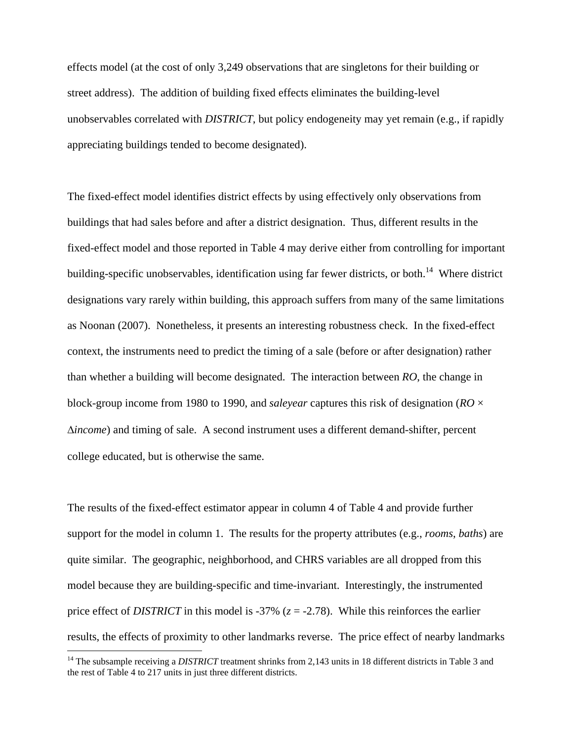effects model (at the cost of only 3,249 observations that are singletons for their building or street address). The addition of building fixed effects eliminates the building-level unobservables correlated with *DISTRICT*, but policy endogeneity may yet remain (e.g., if rapidly appreciating buildings tended to become designated).

The fixed-effect model identifies district effects by using effectively only observations from buildings that had sales before and after a district designation. Thus, different results in the fixed-effect model and those reported in Table 4 may derive either from controlling for important building-specific unobservables, identification using far fewer districts, or both.[14] Where district designations vary rarely within building, this approach suffers from many of the same limitations as Noonan (2007). Nonetheless, it presents an interesting robustness check. In the fixed-effect context, the instruments need to predict the timing of a sale (before or after designation) rather than whether a building will become designated. The interaction between *RO*, the change in block-group income from 1980 to 1990, and *saleyear* captures this risk of designation ($RO \times \Delta income$) and timing of sale. A second instrument uses a different demand-shifter, percent college educated, but is otherwise the same.

The results of the fixed-effect estimator appear in column 4 of Table 4 and provide further support for the model in column 1. The results for the property attributes (e.g., *rooms*, *baths*) are quite similar. The geographic, neighborhood, and CHRS variables are all dropped from this model because they are building-specific and time-invariant. Interestingly, the instrumented price effect of *DISTRICT* in this model is -37% ($z$ = -2.78). While this reinforces the earlier results, the effects of proximity to other landmarks reverse. The price effect of nearby landmarks

[14] The subsample receiving a *DISTRICT* treatment shrinks from 2,143 units in 18 different districts in Table 3 and the rest of Table 4 to 217 units in just three different districts.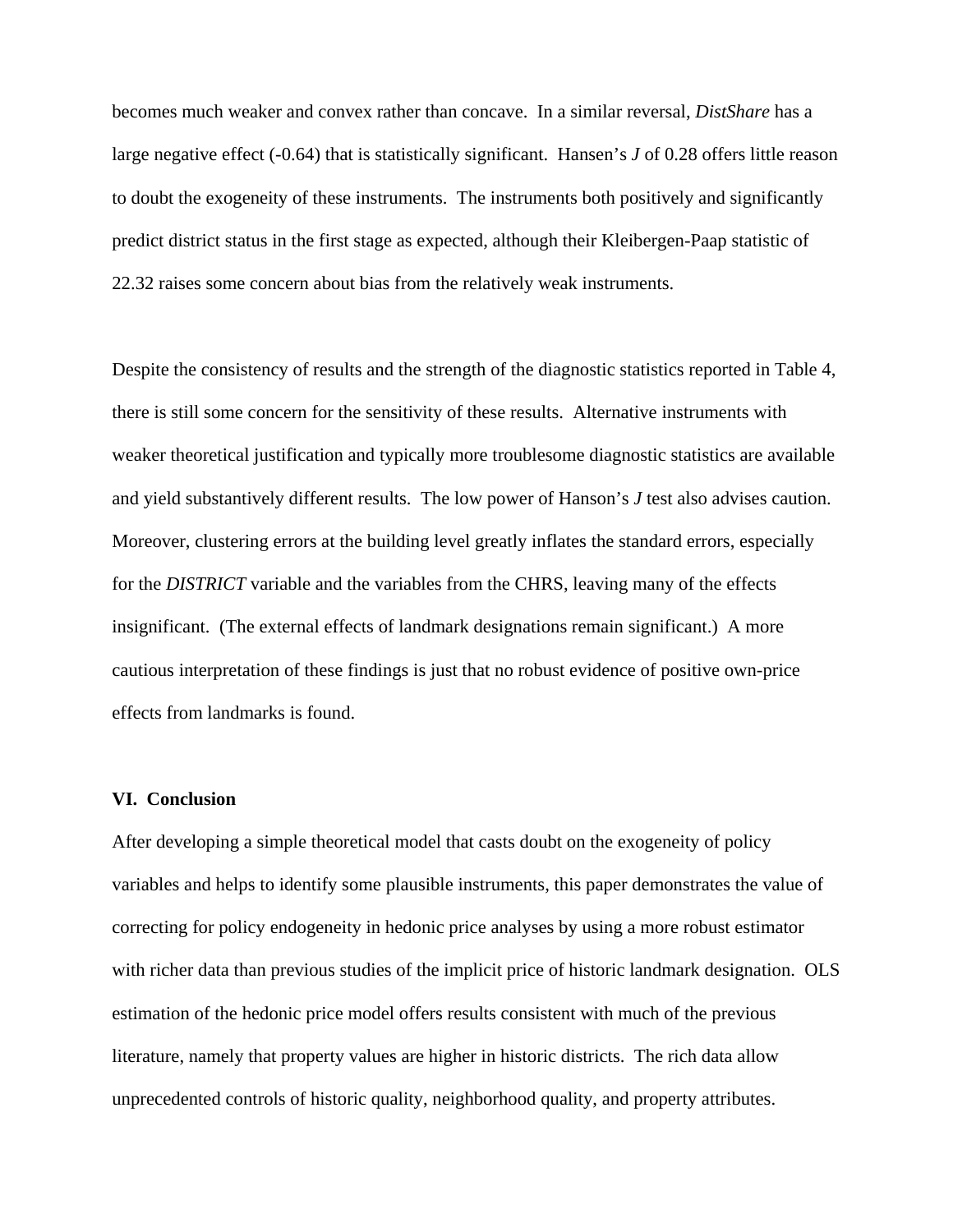becomes much weaker and convex rather than concave. In a similar reversal, *DistShare* has a large negative effect (-0.64) that is statistically significant. Hansen's *J* of 0.28 offers little reason to doubt the exogeneity of these instruments. The instruments both positively and significantly predict district status in the first stage as expected, although their Kleibergen-Paap statistic of 22.32 raises some concern about bias from the relatively weak instruments.

Despite the consistency of results and the strength of the diagnostic statistics reported in Table 4, there is still some concern for the sensitivity of these results. Alternative instruments with weaker theoretical justification and typically more troublesome diagnostic statistics are available and yield substantively different results. The low power of Hanson's *J* test also advises caution. Moreover, clustering errors at the building level greatly inflates the standard errors, especially for the *DISTRICT* variable and the variables from the CHRS, leaving many of the effects insignificant. (The external effects of landmark designations remain significant.) A more cautious interpretation of these findings is just that no robust evidence of positive own-price effects from landmarks is found.

## VI. Conclusion

After developing a simple theoretical model that casts doubt on the exogeneity of policy variables and helps to identify some plausible instruments, this paper demonstrates the value of correcting for policy endogeneity in hedonic price analyses by using a more robust estimator with richer data than previous studies of the implicit price of historic landmark designation. OLS estimation of the hedonic price model offers results consistent with much of the previous literature, namely that property values are higher in historic districts. The rich data allow unprecedented controls of historic quality, neighborhood quality, and property attributes.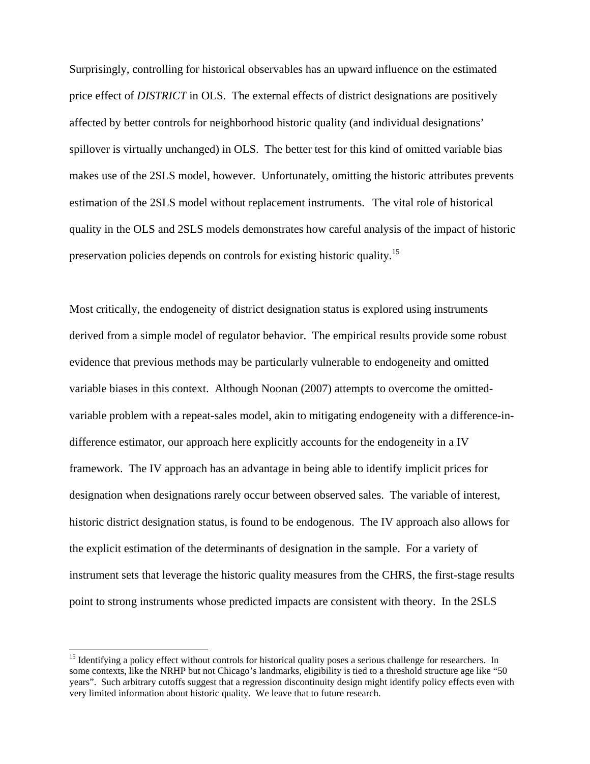Surprisingly, controlling for historical observables has an upward influence on the estimated price effect of *DISTRICT* in OLS. The external effects of district designations are positively affected by better controls for neighborhood historic quality (and individual designations' spillover is virtually unchanged) in OLS. The better test for this kind of omitted variable bias makes use of the 2SLS model, however. Unfortunately, omitting the historic attributes prevents estimation of the 2SLS model without replacement instruments. The vital role of historical quality in the OLS and 2SLS models demonstrates how careful analysis of the impact of historic preservation policies depends on controls for existing historic quality.[15]

Most critically, the endogeneity of district designation status is explored using instruments derived from a simple model of regulator behavior. The empirical results provide some robust evidence that previous methods may be particularly vulnerable to endogeneity and omitted variable biases in this context. Although Noonan (2007) attempts to overcome the omitted-variable problem with a repeat-sales model, akin to mitigating endogeneity with a difference-in-difference estimator, our approach here explicitly accounts for the endogeneity in a IV framework. The IV approach has an advantage in being able to identify implicit prices for designation when designations rarely occur between observed sales. The variable of interest, historic district designation status, is found to be endogenous. The IV approach also allows for the explicit estimation of the determinants of designation in the sample. For a variety of instrument sets that leverage the historic quality measures from the CHRS, the first-stage results point to strong instruments whose predicted impacts are consistent with theory. In the 2SLS

[15] Identifying a policy effect without controls for historical quality poses a serious challenge for researchers. In some contexts, like the NRHP but not Chicago's landmarks, eligibility is tied to a threshold structure age like "50 years". Such arbitrary cutoffs suggest that a regression discontinuity design might identify policy effects even with very limited information about historic quality. We leave that to future research.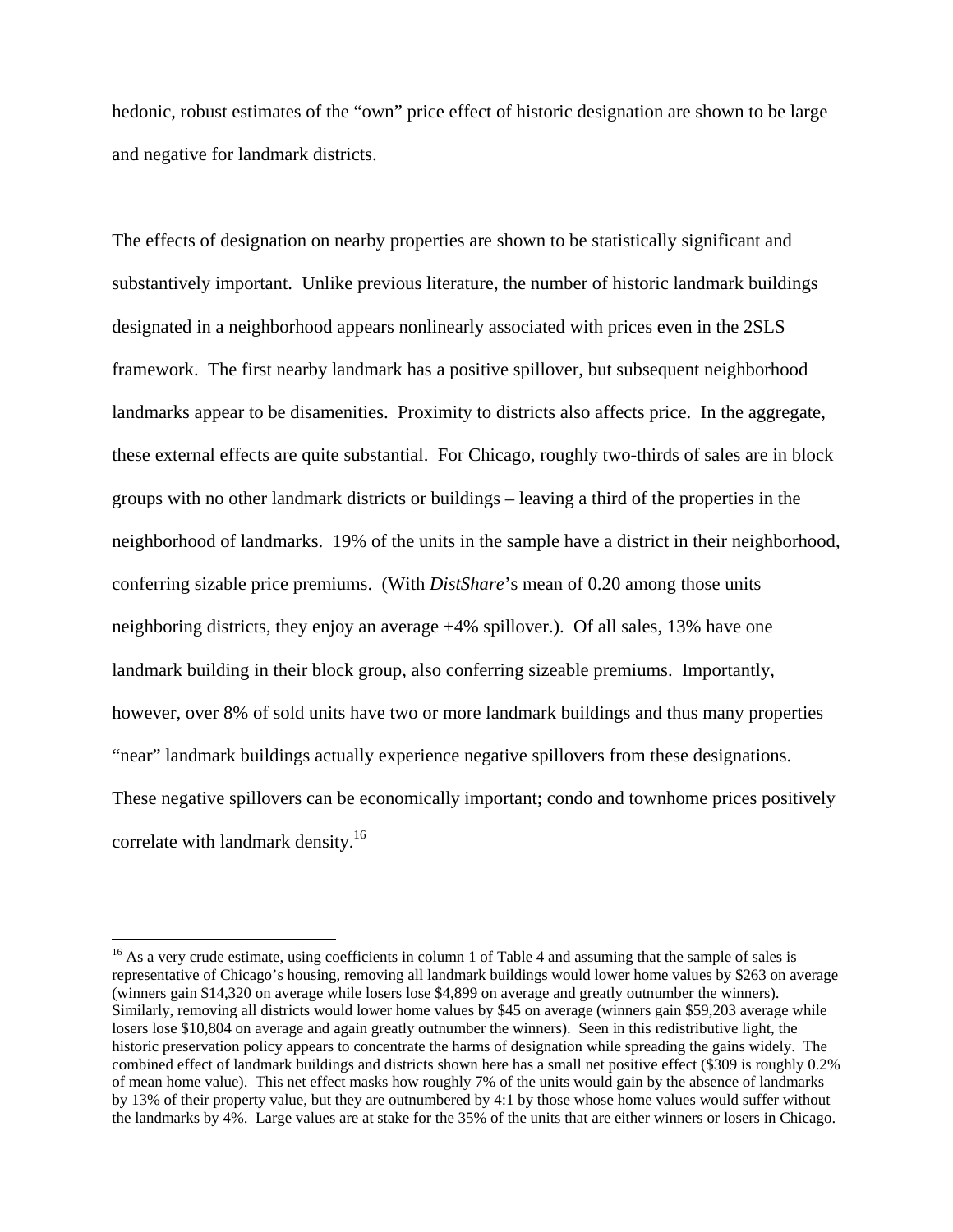hedonic, robust estimates of the "own" price effect of historic designation are shown to be large and negative for landmark districts.

The effects of designation on nearby properties are shown to be statistically significant and substantively important. Unlike previous literature, the number of historic landmark buildings designated in a neighborhood appears nonlinearly associated with prices even in the 2SLS framework. The first nearby landmark has a positive spillover, but subsequent neighborhood landmarks appear to be disamenities. Proximity to districts also affects price. In the aggregate, these external effects are quite substantial. For Chicago, roughly two-thirds of sales are in block groups with no other landmark districts or buildings – leaving a third of the properties in the neighborhood of landmarks. 19% of the units in the sample have a district in their neighborhood, conferring sizable price premiums. (With *DistShare*'s mean of 0.20 among those units neighboring districts, they enjoy an average +4% spillover.). Of all sales, 13% have one landmark building in their block group, also conferring sizeable premiums. Importantly, however, over 8% of sold units have two or more landmark buildings and thus many properties "near" landmark buildings actually experience negative spillovers from these designations. These negative spillovers can be economically important; condo and townhome prices positively correlate with landmark density.[16]

---

[16] As a very crude estimate, using coefficients in column 1 of Table 4 and assuming that the sample of sales is representative of Chicago's housing, removing all landmark buildings would lower home values by $263 on average (winners gain $14,320 on average while losers lose $4,899 on average and greatly outnumber the winners). Similarly, removing all districts would lower home values by $45 on average (winners gain $59,203 average while losers lose $10,804 on average and again greatly outnumber the winners). Seen in this redistributive light, the historic preservation policy appears to concentrate the harms of designation while spreading the gains widely. The combined effect of landmark buildings and districts shown here has a small net positive effect ($309 is roughly 0.2% of mean home value). This net effect masks how roughly 7% of the units would gain by the absence of landmarks by 13% of their property value, but they are outnumbered by 4:1 by those whose home values would suffer without the landmarks by 4%. Large values are at stake for the 35% of the units that are either winners or losers in Chicago.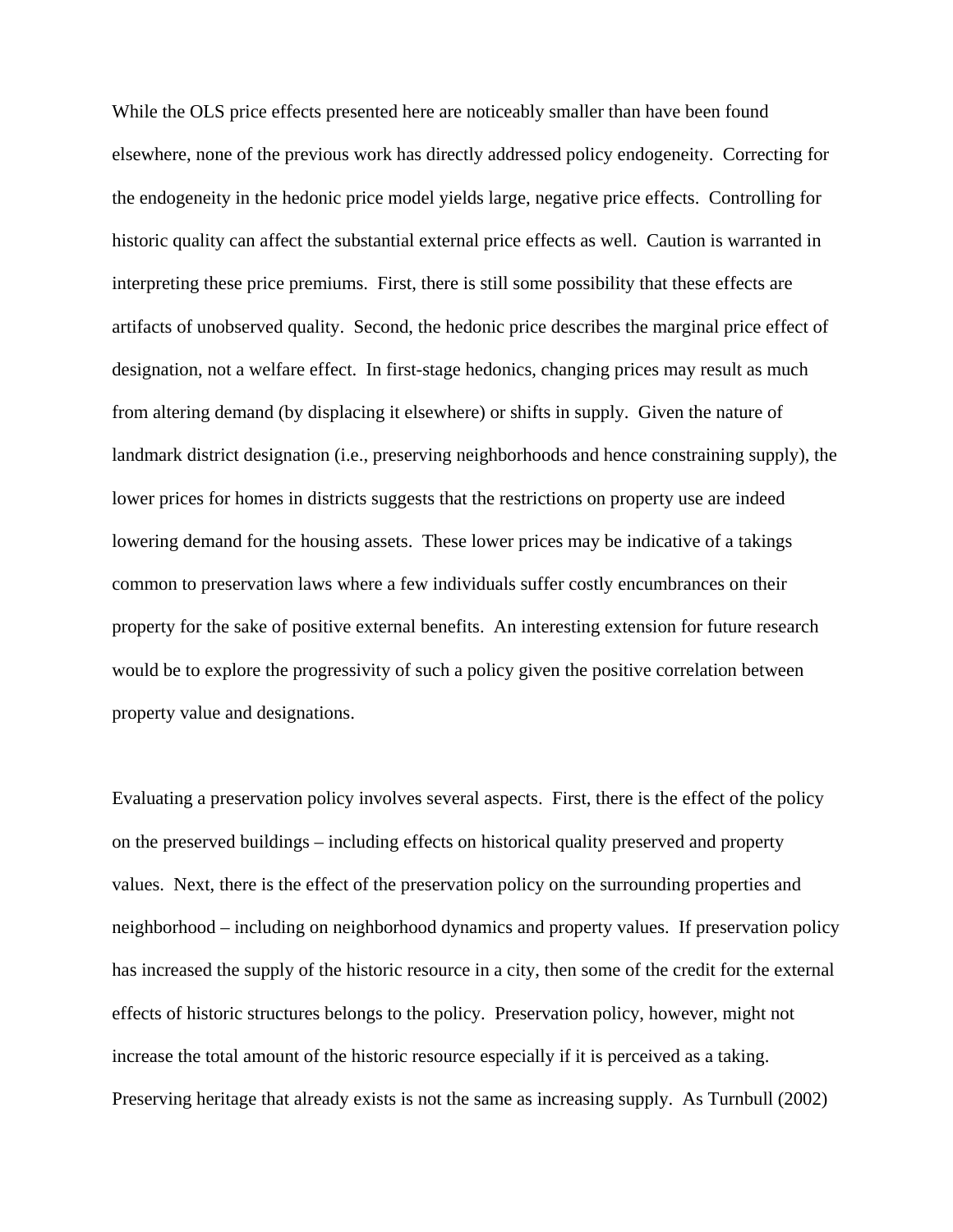While the OLS price effects presented here are noticeably smaller than have been found elsewhere, none of the previous work has directly addressed policy endogeneity. Correcting for the endogeneity in the hedonic price model yields large, negative price effects. Controlling for historic quality can affect the substantial external price effects as well. Caution is warranted in interpreting these price premiums. First, there is still some possibility that these effects are artifacts of unobserved quality. Second, the hedonic price describes the marginal price effect of designation, not a welfare effect. In first-stage hedonics, changing prices may result as much from altering demand (by displacing it elsewhere) or shifts in supply. Given the nature of landmark district designation (i.e., preserving neighborhoods and hence constraining supply), the lower prices for homes in districts suggests that the restrictions on property use are indeed lowering demand for the housing assets. These lower prices may be indicative of a takings common to preservation laws where a few individuals suffer costly encumbrances on their property for the sake of positive external benefits. An interesting extension for future research would be to explore the progressivity of such a policy given the positive correlation between property value and designations.

Evaluating a preservation policy involves several aspects. First, there is the effect of the policy on the preserved buildings – including effects on historical quality preserved and property values. Next, there is the effect of the preservation policy on the surrounding properties and neighborhood – including on neighborhood dynamics and property values. If preservation policy has increased the supply of the historic resource in a city, then some of the credit for the external effects of historic structures belongs to the policy. Preservation policy, however, might not increase the total amount of the historic resource especially if it is perceived as a taking. Preserving heritage that already exists is not the same as increasing supply. As Turnbull (2002)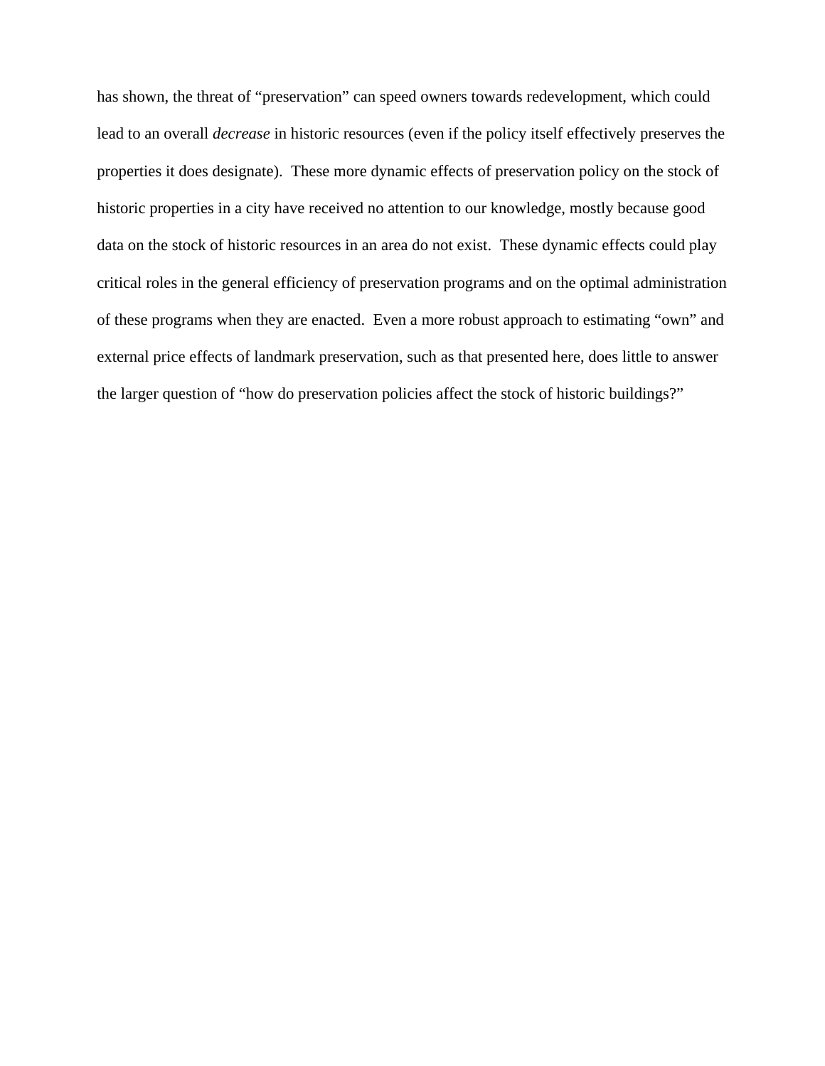has shown, the threat of “preservation” can speed owners towards redevelopment, which could lead to an overall *decrease* in historic resources (even if the policy itself effectively preserves the properties it does designate). These more dynamic effects of preservation policy on the stock of historic properties in a city have received no attention to our knowledge, mostly because good data on the stock of historic resources in an area do not exist. These dynamic effects could play critical roles in the general efficiency of preservation programs and on the optimal administration of these programs when they are enacted. Even a more robust approach to estimating “own” and external price effects of landmark preservation, such as that presented here, does little to answer the larger question of “how do preservation policies affect the stock of historic buildings?”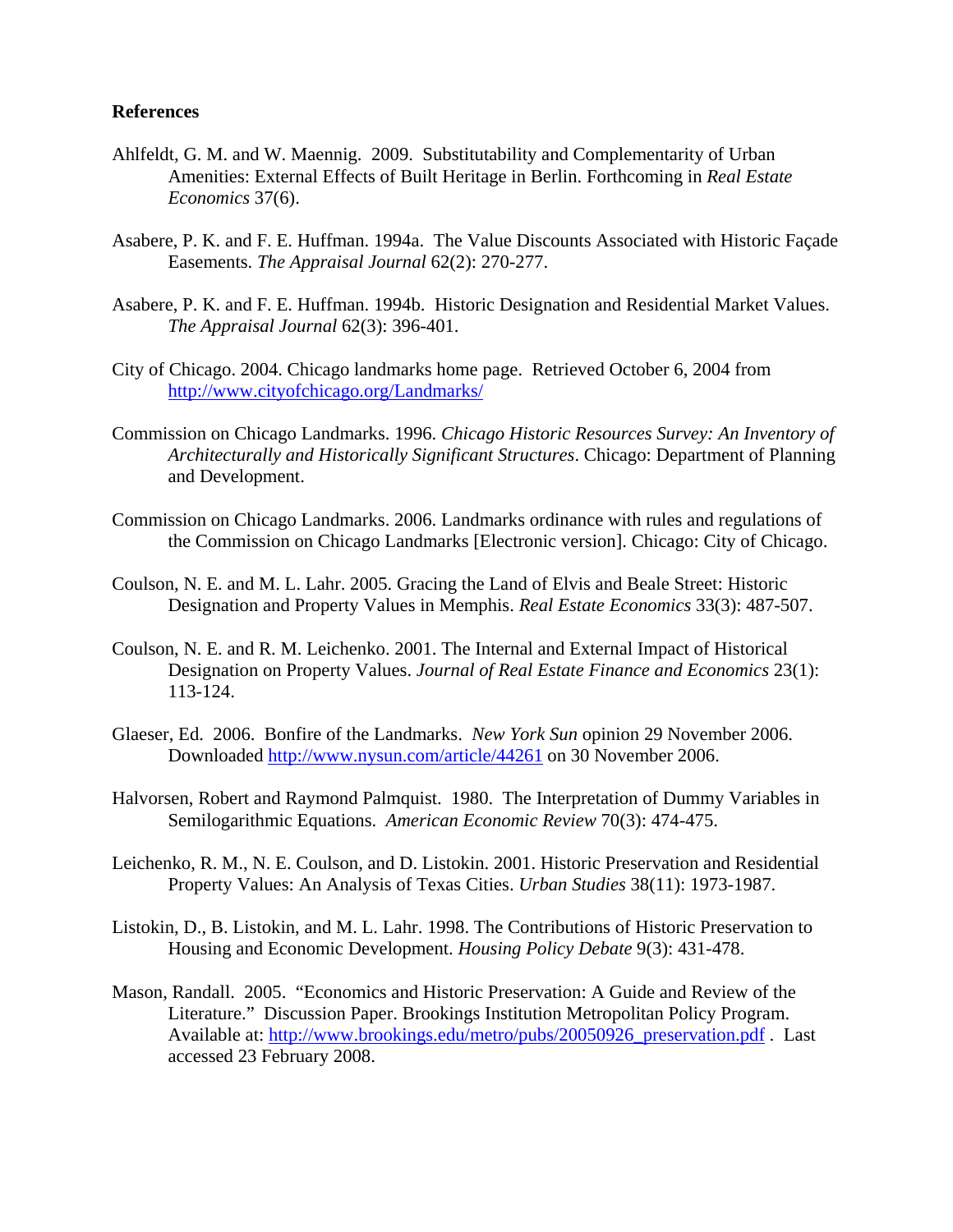**References**

Ahlfeldt, G. M. and W. Maennig. 2009. Substitutability and Complementarity of Urban Amenities: External Effects of Built Heritage in Berlin. Forthcoming in *Real Estate Economics* 37(6).

Asabere, P. K. and F. E. Huffman. 1994a. The Value Discounts Associated with Historic Façade Easements. *The Appraisal Journal* 62(2): 270-277.

Asabere, P. K. and F. E. Huffman. 1994b. Historic Designation and Residential Market Values. *The Appraisal Journal* 62(3): 396-401.

City of Chicago. 2004. Chicago landmarks home page. Retrieved October 6, 2004 from http://www.cityofchicago.org/Landmarks/

Commission on Chicago Landmarks. 1996. *Chicago Historic Resources Survey: An Inventory of Architecturally and Historically Significant Structures*. Chicago: Department of Planning and Development.

Commission on Chicago Landmarks. 2006. Landmarks ordinance with rules and regulations of the Commission on Chicago Landmarks [Electronic version]. Chicago: City of Chicago.

Coulson, N. E. and M. L. Lahr. 2005. Gracing the Land of Elvis and Beale Street: Historic Designation and Property Values in Memphis. *Real Estate Economics* 33(3): 487-507.

Coulson, N. E. and R. M. Leichenko. 2001. The Internal and External Impact of Historical Designation on Property Values. *Journal of Real Estate Finance and Economics* 23(1): 113-124.

Glaeser, Ed. 2006. Bonfire of the Landmarks. *New York Sun* opinion 29 November 2006. Downloaded http://www.nysun.com/article/44261 on 30 November 2006.

Halvorsen, Robert and Raymond Palmquist. 1980. The Interpretation of Dummy Variables in Semilogarithmic Equations. *American Economic Review* 70(3): 474-475.

Leichenko, R. M., N. E. Coulson, and D. Listokin. 2001. Historic Preservation and Residential Property Values: An Analysis of Texas Cities. *Urban Studies* 38(11): 1973-1987.

Listokin, D., B. Listokin, and M. L. Lahr. 1998. The Contributions of Historic Preservation to Housing and Economic Development. *Housing Policy Debate* 9(3): 431-478.

Mason, Randall. 2005. "Economics and Historic Preservation: A Guide and Review of the Literature." Discussion Paper. Brookings Institution Metropolitan Policy Program. Available at: http://www.brookings.edu/metro/pubs/20050926_preservation.pdf . Last accessed 23 February 2008.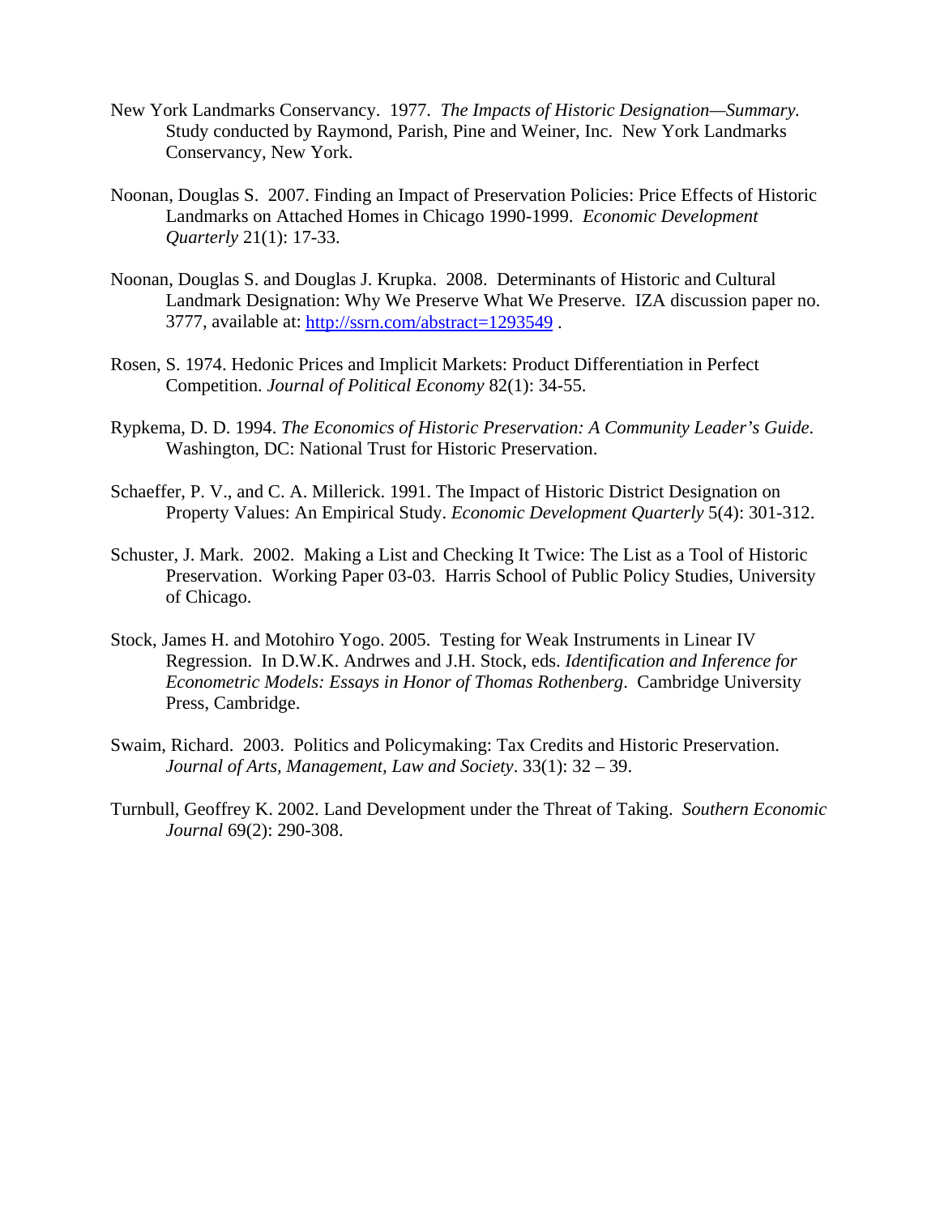New York Landmarks Conservancy. 1977. *The Impacts of Historic Designation—Summary.* Study conducted by Raymond, Parish, Pine and Weiner, Inc. New York Landmarks Conservancy, New York.

Noonan, Douglas S. 2007. Finding an Impact of Preservation Policies: Price Effects of Historic Landmarks on Attached Homes in Chicago 1990-1999. *Economic Development Quarterly* 21(1): 17-33.

Noonan, Douglas S. and Douglas J. Krupka. 2008. Determinants of Historic and Cultural Landmark Designation: Why We Preserve What We Preserve. IZA discussion paper no. 3777, available at: http://ssrn.com/abstract=1293549 .

Rosen, S. 1974. Hedonic Prices and Implicit Markets: Product Differentiation in Perfect Competition. *Journal of Political Economy* 82(1): 34-55.

Rypkema, D. D. 1994. *The Economics of Historic Preservation: A Community Leader's Guide*. Washington, DC: National Trust for Historic Preservation.

Schaeffer, P. V., and C. A. Millerick. 1991. The Impact of Historic District Designation on Property Values: An Empirical Study. *Economic Development Quarterly* 5(4): 301-312.

Schuster, J. Mark. 2002. Making a List and Checking It Twice: The List as a Tool of Historic Preservation. Working Paper 03-03. Harris School of Public Policy Studies, University of Chicago.

Stock, James H. and Motohiro Yogo. 2005. Testing for Weak Instruments in Linear IV Regression. In D.W.K. Andrwes and J.H. Stock, eds. *Identification and Inference for Econometric Models: Essays in Honor of Thomas Rothenberg*. Cambridge University Press, Cambridge.

Swaim, Richard. 2003. Politics and Policymaking: Tax Credits and Historic Preservation. *Journal of Arts, Management, Law and Society*. 33(1): 32 – 39.

Turnbull, Geoffrey K. 2002. Land Development under the Threat of Taking. *Southern Economic Journal* 69(2): 290-308.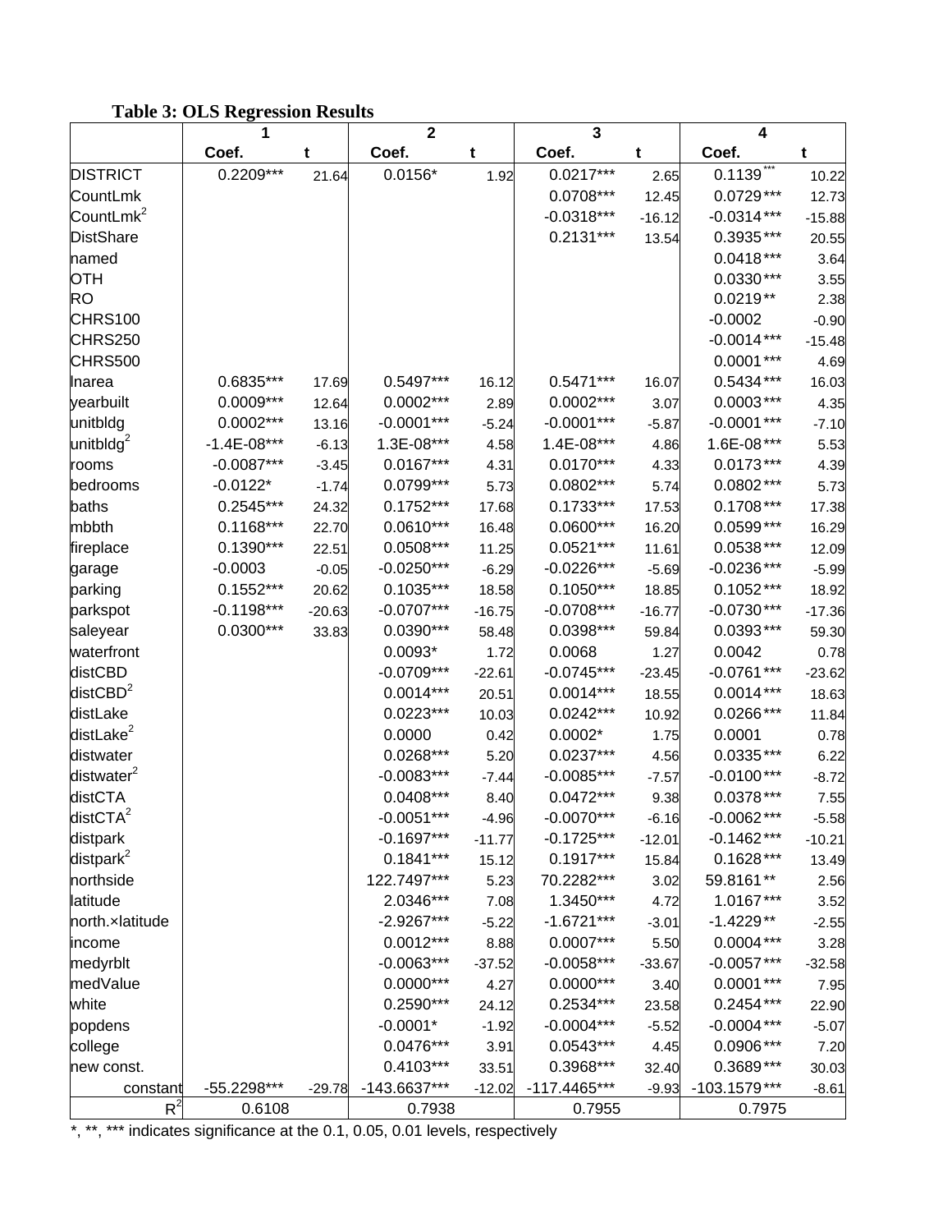**Table 3: OLS Regression Results**

| | 1 | | 2 | | 3 | | 4 | |
|---|---|---|---|---|---|---|---|---|
| | Coef. | t | Coef. | t | Coef. | t | Coef. | t |
| DISTRICT | 0.2209*** | 21.64 | 0.0156* | 1.92 | 0.0217*** | 2.65 | 0.1139*** | 10.22 |
| CountLmk | | | | | 0.0708*** | 12.45 | 0.0729*** | 12.73 |
| $CountLmk^2$ | | | | | -0.0318*** | -16.12 | -0.0314*** | -15.88 |
| DistShare | | | | | 0.2131*** | 13.54 | 0.3935*** | 20.55 |
| named | | | | | | | 0.0418*** | 3.64 |
| OTH | | | | | | | 0.0330*** | 3.55 |
| RO | | | | | | | 0.0219** | 2.38 |
| CHRS100 | | | | | | | -0.0002 | -0.90 |
| CHRS250 | | | | | | | -0.0014*** | -15.48 |
| CHRS500 | | | | | | | 0.0001*** | 4.69 |
| lnarea | 0.6835*** | 17.69 | 0.5497*** | 16.12 | 0.5471*** | 16.07 | 0.5434*** | 16.03 |
| yearbuilt | 0.0009*** | 12.64 | 0.0002*** | 2.89 | 0.0002*** | 3.07 | 0.0003*** | 4.35 |
| unitbldg | 0.0002*** | 13.16 | -0.0001*** | -5.24 | -0.0001*** | -5.87 | -0.0001*** | -7.10 |
| $unitbldg^2$ | -1.4E-08*** | -6.13 | 1.3E-08*** | 4.58 | 1.4E-08*** | 4.86 | 1.6E-08*** | 5.53 |
| rooms | -0.0087*** | -3.45 | 0.0167*** | 4.31 | 0.0170*** | 4.33 | 0.0173*** | 4.39 |
| bedrooms | -0.0122* | -1.74 | 0.0799*** | 5.73 | 0.0802*** | 5.74 | 0.0802*** | 5.73 |
| baths | 0.2545*** | 24.32 | 0.1752*** | 17.68 | 0.1733*** | 17.53 | 0.1708*** | 17.38 |
| mbbth | 0.1168*** | 22.70 | 0.0610*** | 16.48 | 0.0600*** | 16.20 | 0.0599*** | 16.29 |
| fireplace | 0.1390*** | 22.51 | 0.0508*** | 11.25 | 0.0521*** | 11.61 | 0.0538*** | 12.09 |
| garage | -0.0003 | -0.05 | -0.0250*** | -6.29 | -0.0226*** | -5.69 | -0.0236*** | -5.99 |
| parking | 0.1552*** | 20.62 | 0.1035*** | 18.58 | 0.1050*** | 18.85 | 0.1052*** | 18.92 |
| parkspot | -0.1198*** | -20.63 | -0.0707*** | -16.75 | -0.0708*** | -16.77 | -0.0730*** | -17.36 |
| saleyear | 0.0300*** | 33.83 | 0.0390*** | 58.48 | 0.0398*** | 59.84 | 0.0393*** | 59.30 |
| waterfront | | | 0.0093* | 1.72 | 0.0068 | 1.27 | 0.0042 | 0.78 |
| distCBD | | | -0.0709*** | -22.61 | -0.0745*** | -23.45 | -0.0761*** | -23.62 |
| $distCBD^2$ | | | 0.0014*** | 20.51 | 0.0014*** | 18.55 | 0.0014*** | 18.63 |
| distLake | | | 0.0223*** | 10.03 | 0.0242*** | 10.92 | 0.0266*** | 11.84 |
| $distLake^2$ | | | 0.0000 | 0.42 | 0.0002* | 1.75 | 0.0001 | 0.78 |
| distwater | | | 0.0268*** | 5.20 | 0.0237*** | 4.56 | 0.0335*** | 6.22 |
| $distwater^2$ | | | -0.0083*** | -7.44 | -0.0085*** | -7.57 | -0.0100*** | -8.72 |
| distCTA | | | 0.0408*** | 8.40 | 0.0472*** | 9.38 | 0.0378*** | 7.55 |
| $distCTA^2$ | | | -0.0051*** | -4.96 | -0.0070*** | -6.16 | -0.0062*** | -5.58 |
| distpark | | | -0.1697*** | -11.77 | -0.1725*** | -12.01 | -0.1462*** | -10.21 |
| $distpark^2$ | | | 0.1841*** | 15.12 | 0.1917*** | 15.84 | 0.1628*** | 13.49 |
| northside | | | 122.7497*** | 5.23 | 70.2282*** | 3.02 | 59.8161** | 2.56 |
| latitude | | | 2.0346*** | 7.08 | 1.3450*** | 4.72 | 1.0167*** | 3.52 |
| north.×latitude | | | -2.9267*** | -5.22 | -1.6721*** | -3.01 | -1.4229** | -2.55 |
| income | | | 0.0012*** | 8.88 | 0.0007*** | 5.50 | 0.0004*** | 3.28 |
| medyrblt | | | -0.0063*** | -37.52 | -0.0058*** | -33.67 | -0.0057*** | -32.58 |
| medValue | | | 0.0000*** | 4.27 | 0.0000*** | 3.40 | 0.0001*** | 7.95 |
| white | | | 0.2590*** | 24.12 | 0.2534*** | 23.58 | 0.2454*** | 22.90 |
| popdens | | | -0.0001* | -1.92 | -0.0004*** | -5.52 | -0.0004*** | -5.07 |
| college | | | 0.0476*** | 3.91 | 0.0543*** | 4.45 | 0.0906*** | 7.20 |
| new const. | | | 0.4103*** | 33.51 | 0.3968*** | 32.40 | 0.3689*** | 30.03 |
| constant | -55.2298*** | -29.78 | -143.6637*** | -12.02 | -117.4465*** | -9.93 | -103.1579*** | -8.61 |
| $R^2$ | 0.6108 | | 0.7938 | | 0.7955 | | 0.7975 | |

*, **, *** indicates significance at the 0.1, 0.05, 0.01 levels, respectively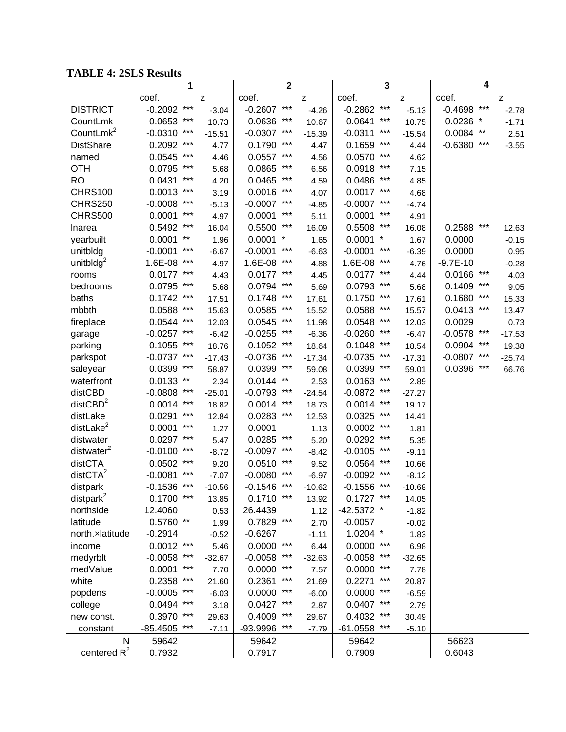**TABLE 4: 2SLS Results**

| | 1 | | | 2 | | | 3 | | | 4 | | |
|---|---|---|---|---|---|---|---|---|---|---|---|---|
| | coef. | | z | coef. | | z | coef. | | z | coef. | | z |
| DISTRICT | -0.2092 | *** | -3.04 | -0.2607 | *** | -4.26 | -0.2862 | *** | -5.13 | -0.4698 | *** | -2.78 |
| CountLmk | 0.0653 | *** | 10.73 | 0.0636 | *** | 10.67 | 0.0641 | *** | 10.75 | -0.0236 | * | -1.71 |
| $\text{CountLmk}^2$ | -0.0310 | *** | -15.51 | -0.0307 | *** | -15.39 | -0.0311 | *** | -15.54 | 0.0084 | ** | 2.51 |
| DistShare | 0.2092 | *** | 4.77 | 0.1790 | *** | 4.47 | 0.1659 | *** | 4.44 | -0.6380 | *** | -3.55 |
| named | 0.0545 | *** | 4.46 | 0.0557 | *** | 4.56 | 0.0570 | *** | 4.62 | | | |
| OTH | 0.0795 | *** | 5.68 | 0.0865 | *** | 6.56 | 0.0918 | *** | 7.15 | | | |
| RO | 0.0431 | *** | 4.20 | 0.0465 | *** | 4.59 | 0.0486 | *** | 4.85 | | | |
| CHRS100 | 0.0013 | *** | 3.19 | 0.0016 | *** | 4.07 | 0.0017 | *** | 4.68 | | | |
| CHRS250 | -0.0008 | *** | -5.13 | -0.0007 | *** | -4.85 | -0.0007 | *** | -4.74 | | | |
| CHRS500 | 0.0001 | *** | 4.97 | 0.0001 | *** | 5.11 | 0.0001 | *** | 4.91 | | | |
| lnarea | 0.5492 | *** | 16.04 | 0.5500 | *** | 16.09 | 0.5508 | *** | 16.08 | 0.2588 | *** | 12.63 |
| yearbuilt | 0.0001 | ** | 1.96 | 0.0001 | * | 1.65 | 0.0001 | * | 1.67 | 0.0000 | | -0.15 |
| unitbldg | -0.0001 | *** | -6.67 | -0.0001 | *** | -6.63 | -0.0001 | *** | -6.39 | 0.0000 | | 0.95 |
| $\text{unitbldg}^2$ | 1.6E-08 | *** | 4.97 | 1.6E-08 | *** | 4.88 | 1.6E-08 | *** | 4.76 | -9.7E-10 | | -0.28 |
| rooms | 0.0177 | *** | 4.43 | 0.0177 | *** | 4.45 | 0.0177 | *** | 4.44 | 0.0166 | *** | 4.03 |
| bedrooms | 0.0795 | *** | 5.68 | 0.0794 | *** | 5.69 | 0.0793 | *** | 5.68 | 0.1409 | *** | 9.05 |
| baths | 0.1742 | *** | 17.51 | 0.1748 | *** | 17.61 | 0.1750 | *** | 17.61 | 0.1680 | *** | 15.33 |
| mbbth | 0.0588 | *** | 15.63 | 0.0585 | *** | 15.52 | 0.0588 | *** | 15.57 | 0.0413 | *** | 13.47 |
| fireplace | 0.0544 | *** | 12.03 | 0.0545 | *** | 11.98 | 0.0548 | *** | 12.03 | 0.0029 | | 0.73 |
| garage | -0.0257 | *** | -6.42 | -0.0255 | *** | -6.36 | -0.0260 | *** | -6.47 | -0.0578 | *** | -17.53 |
| parking | 0.1055 | *** | 18.76 | 0.1052 | *** | 18.64 | 0.1048 | *** | 18.54 | 0.0904 | *** | 19.38 |
| parkspot | -0.0737 | *** | -17.43 | -0.0736 | *** | -17.34 | -0.0735 | *** | -17.31 | -0.0807 | *** | -25.74 |
| saleyear | 0.0399 | *** | 58.87 | 0.0399 | *** | 59.08 | 0.0399 | *** | 59.01 | 0.0396 | *** | 66.76 |
| waterfront | 0.0133 | ** | 2.34 | 0.0144 | ** | 2.53 | 0.0163 | *** | 2.89 | | | |
| distCBD | -0.0808 | *** | -25.01 | -0.0793 | *** | -24.54 | -0.0872 | *** | -27.27 | | | |
| $\text{distCBD}^2$ | 0.0014 | *** | 18.82 | 0.0014 | *** | 18.73 | 0.0014 | *** | 19.17 | | | |
| distLake | 0.0291 | *** | 12.84 | 0.0283 | *** | 12.53 | 0.0325 | *** | 14.41 | | | |
| $\text{distLake}^2$ | 0.0001 | *** | 1.27 | 0.0001 | | 1.13 | 0.0002 | *** | 1.81 | | | |
| distwater | 0.0297 | *** | 5.47 | 0.0285 | *** | 5.20 | 0.0292 | *** | 5.35 | | | |
| $\text{distwater}^2$ | -0.0100 | *** | -8.72 | -0.0097 | *** | -8.42 | -0.0105 | *** | -9.11 | | | |
| distCTA | 0.0502 | *** | 9.20 | 0.0510 | *** | 9.52 | 0.0564 | *** | 10.66 | | | |
| $\text{distCTA}^2$ | -0.0081 | *** | -7.07 | -0.0080 | *** | -6.97 | -0.0092 | *** | -8.12 | | | |
| distpark | -0.1536 | *** | -10.56 | -0.1546 | *** | -10.62 | -0.1556 | *** | -10.68 | | | |
| $\text{distpark}^2$ | 0.1700 | *** | 13.85 | 0.1710 | *** | 13.92 | 0.1727 | *** | 14.05 | | | |
| northside | 12.4060 | | 0.53 | 26.4439 | | 1.12 | -42.5372 | * | -1.82 | | | |
| latitude | 0.5760 | ** | 1.99 | 0.7829 | *** | 2.70 | -0.0057 | | -0.02 | | | |
| north.×latitude | -0.2914 | | -0.52 | -0.6267 | | -1.11 | 1.0204 | * | 1.83 | | | |
| income | 0.0012 | *** | 5.46 | 0.0000 | *** | 6.44 | 0.0000 | *** | 6.98 | | | |
| medyrblt | -0.0058 | *** | -32.67 | -0.0058 | *** | -32.63 | -0.0058 | *** | -32.65 | | | |
| medValue | 0.0001 | *** | 7.70 | 0.0000 | *** | 7.57 | 0.0000 | *** | 7.78 | | | |
| white | 0.2358 | *** | 21.60 | 0.2361 | *** | 21.69 | 0.2271 | *** | 20.87 | | | |
| popdens | -0.0005 | *** | -6.03 | 0.0000 | *** | -6.00 | 0.0000 | *** | -6.59 | | | |
| college | 0.0494 | *** | 3.18 | 0.0427 | *** | 2.87 | 0.0407 | *** | 2.79 | | | |
| new const. | 0.3970 | *** | 29.63 | 0.4009 | *** | 29.67 | 0.4032 | *** | 30.49 | | | |
| constant | -85.4505 | *** | -7.11 | -93.9996 | *** | -7.79 | -61.0558 | *** | -5.10 | | | |
| N | 59642 | | | 59642 | | | 59642 | | | 56623 | | |
| centered $R^2$ | 0.7932 | | | 0.7917 | | | 0.7909 | | | 0.6043 | | |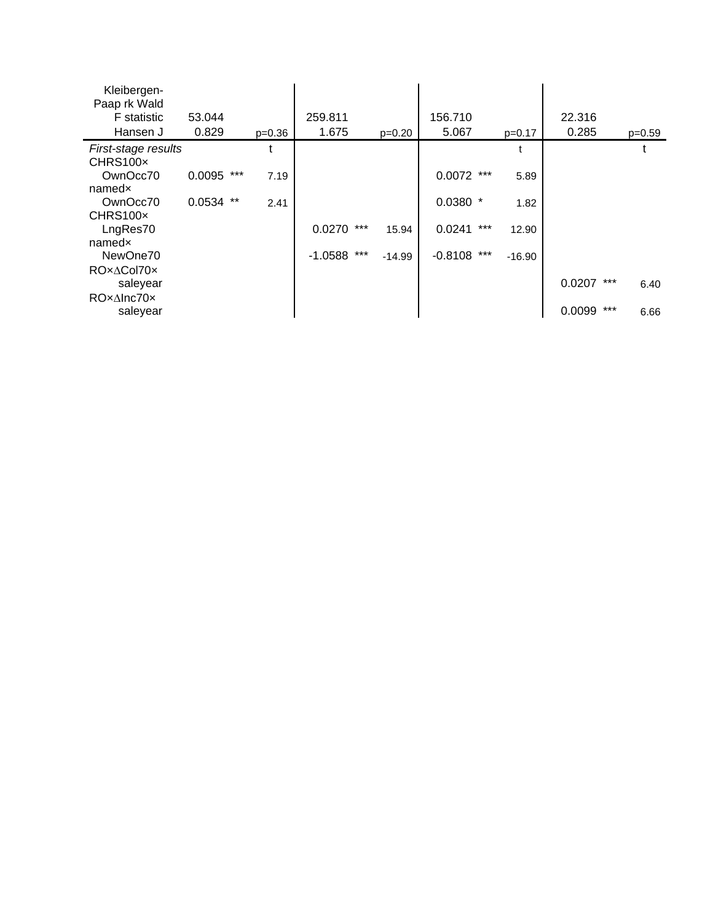| | | | | | | | | | | | | |
|---|---|---|---|---|---|---|---|---|---|---|---|---|
| Kleibergen-Paap rk Wald F statistic | 53.044 | | | 259.811 | | | 156.710 | | | 22.316 | | |
| Hansen J | 0.829 | | p=0.36 | 1.675 | | p=0.20 | 5.067 | | p=0.17 | 0.285 | | p=0.59 |
| *First-stage results* | | | t | | | | | | t | | | t |
| CHRS100× OwnOcc70 | 0.0095 | *** | 7.19 | | | | 0.0072 | *** | 5.89 | | | |
| named× OwnOcc70 | 0.0534 | ** | 2.41 | | | | 0.0380 | * | 1.82 | | | |
| CHRS100× LngRes70 | | | | 0.0270 | *** | 15.94 | 0.0241 | *** | 12.90 | | | |
| named× NewOne70 | | | | -1.0588 | *** | -14.99 | -0.8108 | *** | -16.90 | | | |
| RO×∆Col70× saleyear | | | | | | | | | | 0.0207 | *** | 6.40 |
| RO×∆Inc70× saleyear | | | | | | | | | | 0.0099 | *** | 6.66 |